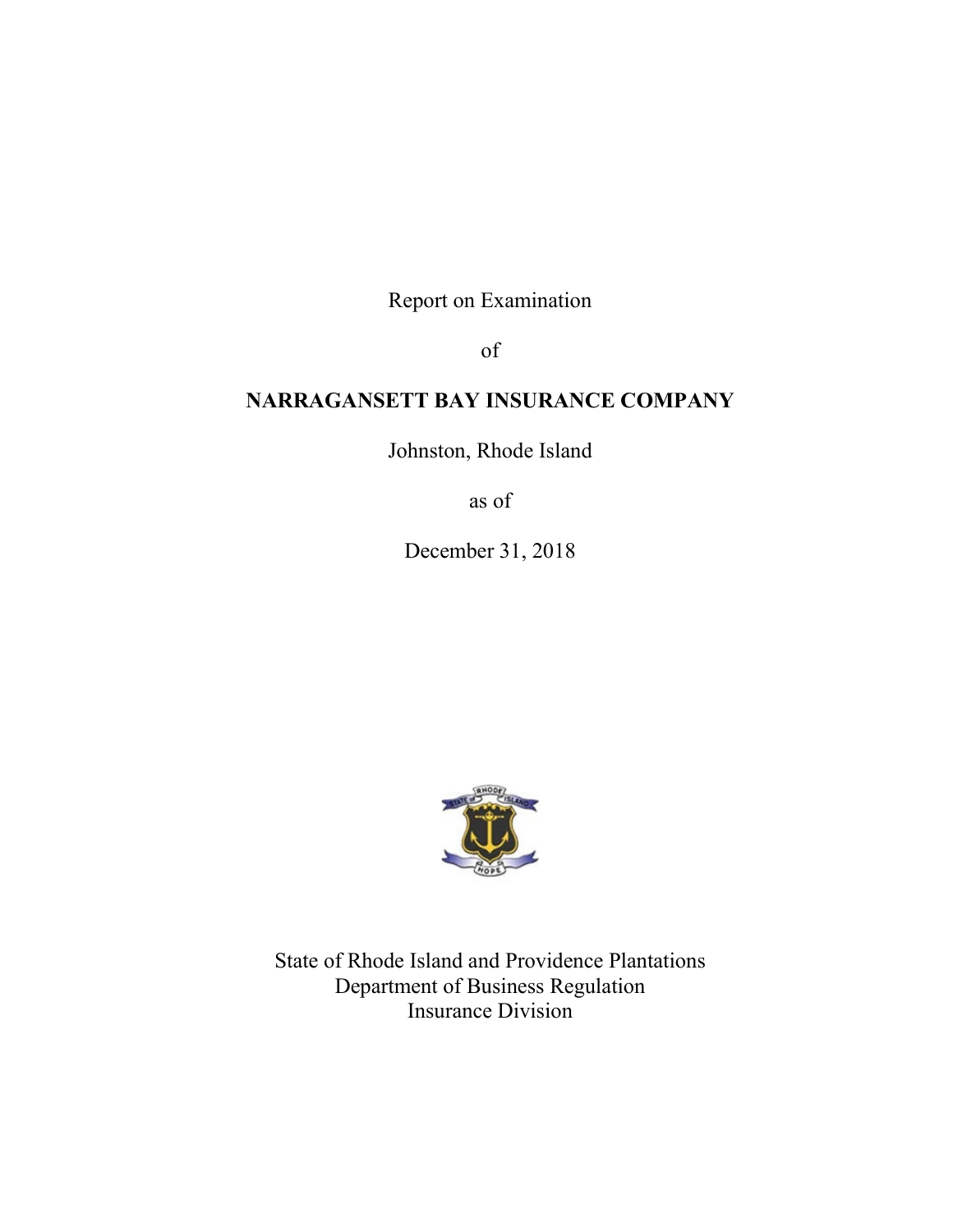Report on Examination

of

**NARRAGANSETT BAY INSURANCE COMPANY**

Johnston, Rhode Island

as of

December 31, 2018

State of Rhode Island and Providence Plantations
Department of Business Regulation
Insurance Division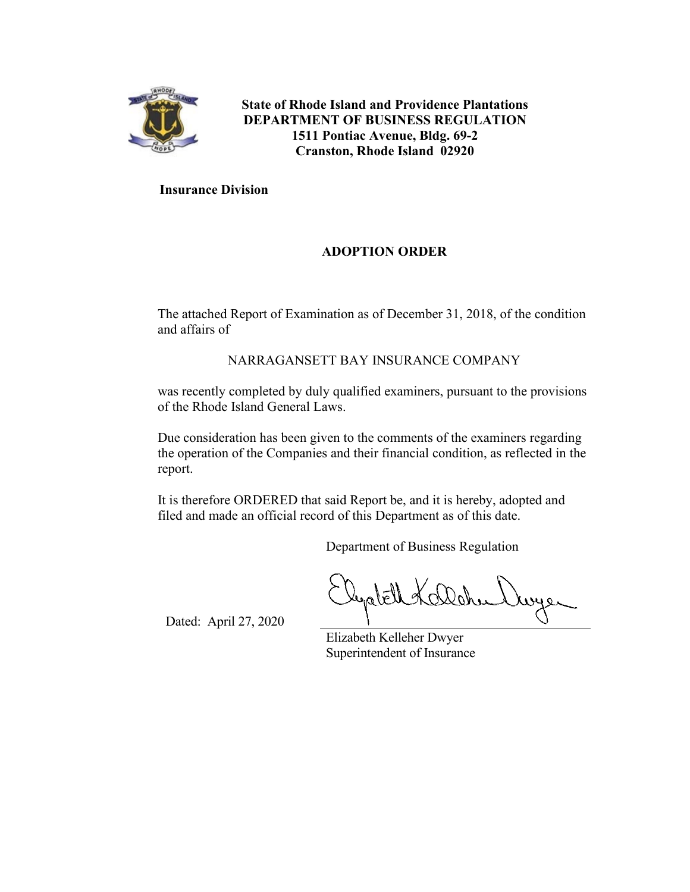**State of Rhode Island and Providence Plantations**
**DEPARTMENT OF BUSINESS REGULATION**
**1511 Pontiac Avenue, Bldg. 69-2**
**Cranston, Rhode Island 02920**

**Insurance Division**

## ADOPTION ORDER

The attached Report of Examination as of December 31, 2018, of the condition and affairs of

NARRAGANSETT BAY INSURANCE COMPANY

was recently completed by duly qualified examiners, pursuant to the provisions of the Rhode Island General Laws.

Due consideration has been given to the comments of the examiners regarding the operation of the Companies and their financial condition, as reflected in the report.

It is therefore ORDERED that said Report be, and it is hereby, adopted and filed and made an official record of this Department as of this date.

Department of Business Regulation

Dated: April 27, 2020

Elizabeth Kelleher Dwyer
Superintendent of Insurance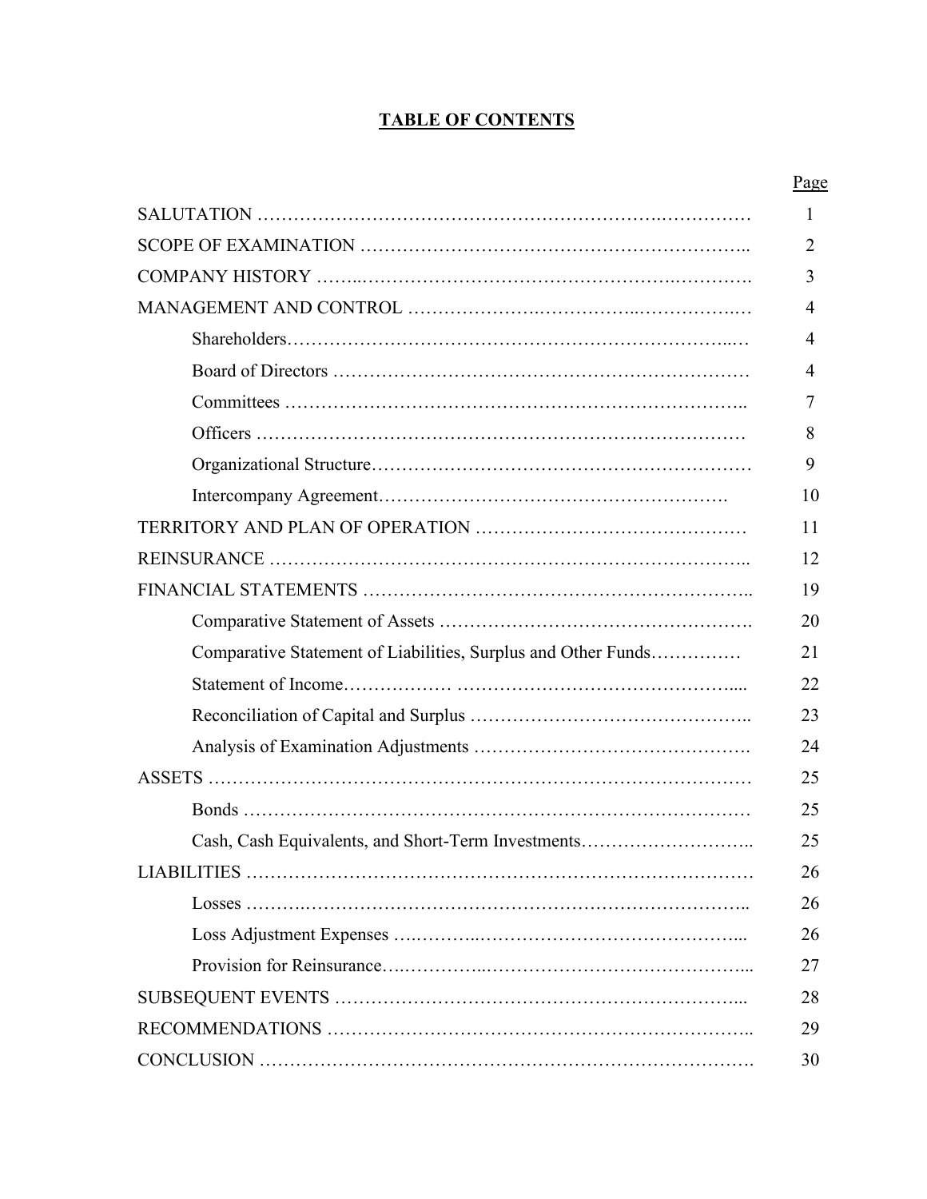# TABLE OF CONTENTS

| | Page |
|---|---|
| SALUTATION | 1 |
| SCOPE OF EXAMINATION | 2 |
| COMPANY HISTORY | 3 |
| MANAGEMENT AND CONTROL | 4 |
| Shareholders | 4 |
| Board of Directors | 4 |
| Committees | 7 |
| Officers | 8 |
| Organizational Structure | 9 |
| Intercompany Agreement | 10 |
| TERRITORY AND PLAN OF OPERATION | 11 |
| REINSURANCE | 12 |
| FINANCIAL STATEMENTS | 19 |
| Comparative Statement of Assets | 20 |
| Comparative Statement of Liabilities, Surplus and Other Funds | 21 |
| Statement of Income | 22 |
| Reconciliation of Capital and Surplus | 23 |
| Analysis of Examination Adjustments | 24 |
| ASSETS | 25 |
| Bonds | 25 |
| Cash, Cash Equivalents, and Short-Term Investments | 25 |
| LIABILITIES | 26 |
| Losses | 26 |
| Loss Adjustment Expenses | 26 |
| Provision for Reinsurance | 27 |
| SUBSEQUENT EVENTS | 28 |
| RECOMMENDATIONS | 29 |
| CONCLUSION | 30 |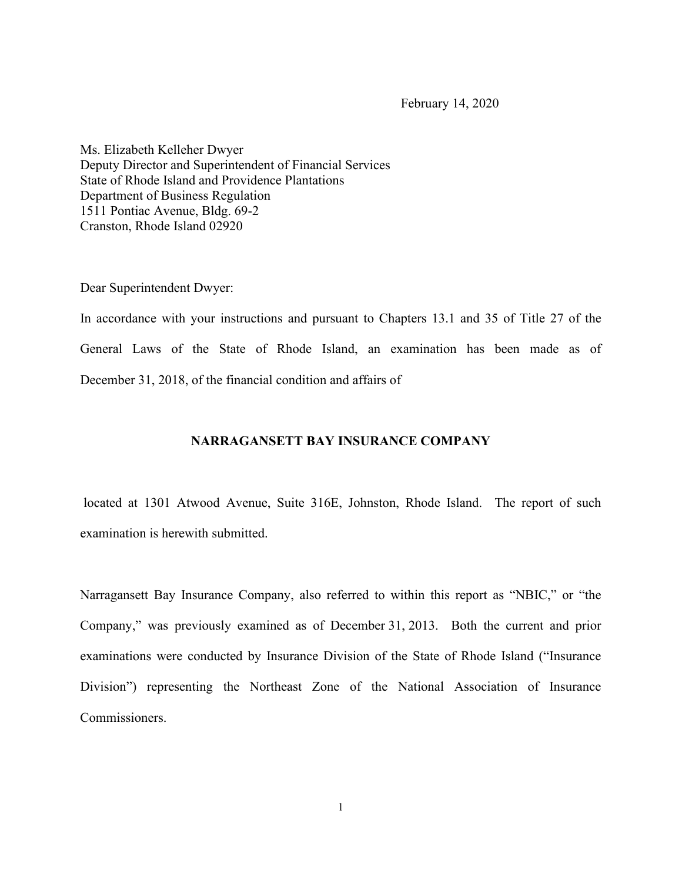February 14, 2020

Ms. Elizabeth Kelleher Dwyer
Deputy Director and Superintendent of Financial Services
State of Rhode Island and Providence Plantations
Department of Business Regulation
1511 Pontiac Avenue, Bldg. 69-2
Cranston, Rhode Island 02920

Dear Superintendent Dwyer:

In accordance with your instructions and pursuant to Chapters 13.1 and 35 of Title 27 of the General Laws of the State of Rhode Island, an examination has been made as of December 31, 2018, of the financial condition and affairs of

**NARRAGANSETT BAY INSURANCE COMPANY**

located at 1301 Atwood Avenue, Suite 316E, Johnston, Rhode Island. The report of such examination is herewith submitted.

Narragansett Bay Insurance Company, also referred to within this report as "NBIC," or "the Company," was previously examined as of December 31, 2013. Both the current and prior examinations were conducted by Insurance Division of the State of Rhode Island ("Insurance Division") representing the Northeast Zone of the National Association of Insurance Commissioners.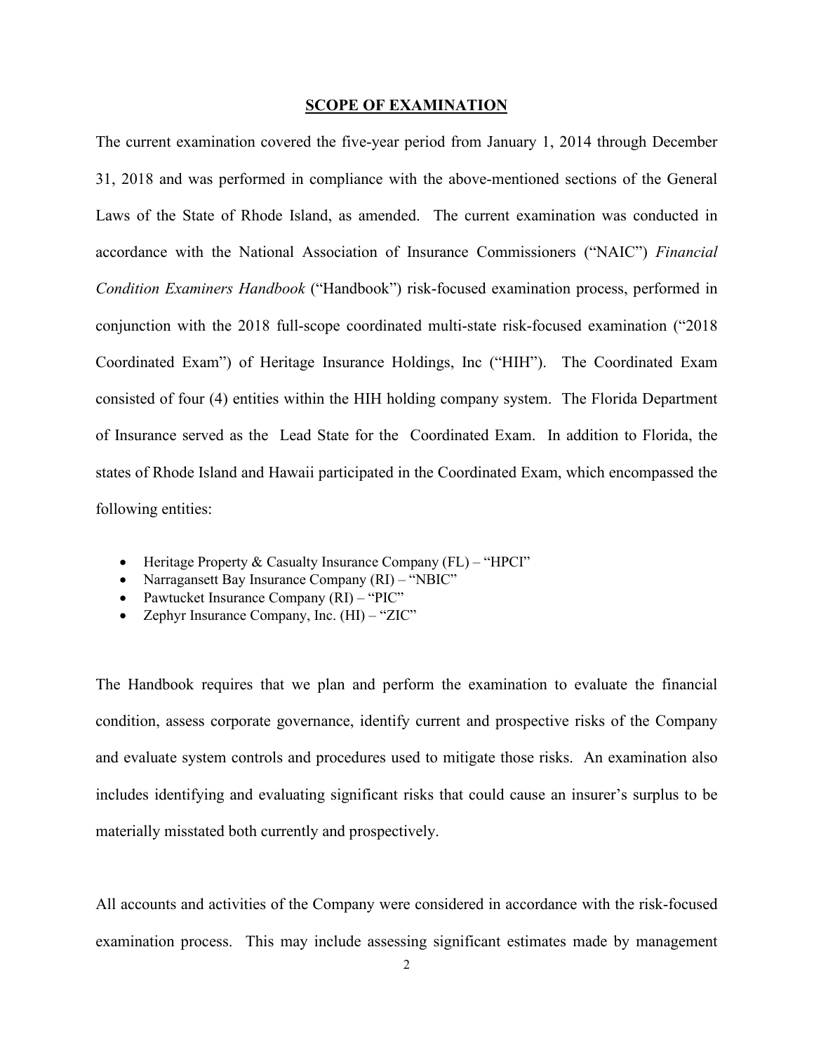## SCOPE OF EXAMINATION

The current examination covered the five-year period from January 1, 2014 through December 31, 2018 and was performed in compliance with the above-mentioned sections of the General Laws of the State of Rhode Island, as amended. The current examination was conducted in accordance with the National Association of Insurance Commissioners ("NAIC") *Financial Condition Examiners Handbook* ("Handbook") risk-focused examination process, performed in conjunction with the 2018 full-scope coordinated multi-state risk-focused examination ("2018 Coordinated Exam") of Heritage Insurance Holdings, Inc ("HIH"). The Coordinated Exam consisted of four (4) entities within the HIH holding company system. The Florida Department of Insurance served as the Lead State for the Coordinated Exam. In addition to Florida, the states of Rhode Island and Hawaii participated in the Coordinated Exam, which encompassed the following entities:

- Heritage Property & Casualty Insurance Company (FL) – "HPCI"
- Narragansett Bay Insurance Company (RI) – "NBIC"
- Pawtucket Insurance Company (RI) – "PIC"
- Zephyr Insurance Company, Inc. (HI) – "ZIC"

The Handbook requires that we plan and perform the examination to evaluate the financial condition, assess corporate governance, identify current and prospective risks of the Company and evaluate system controls and procedures used to mitigate those risks. An examination also includes identifying and evaluating significant risks that could cause an insurer's surplus to be materially misstated both currently and prospectively.

All accounts and activities of the Company were considered in accordance with the risk-focused examination process. This may include assessing significant estimates made by management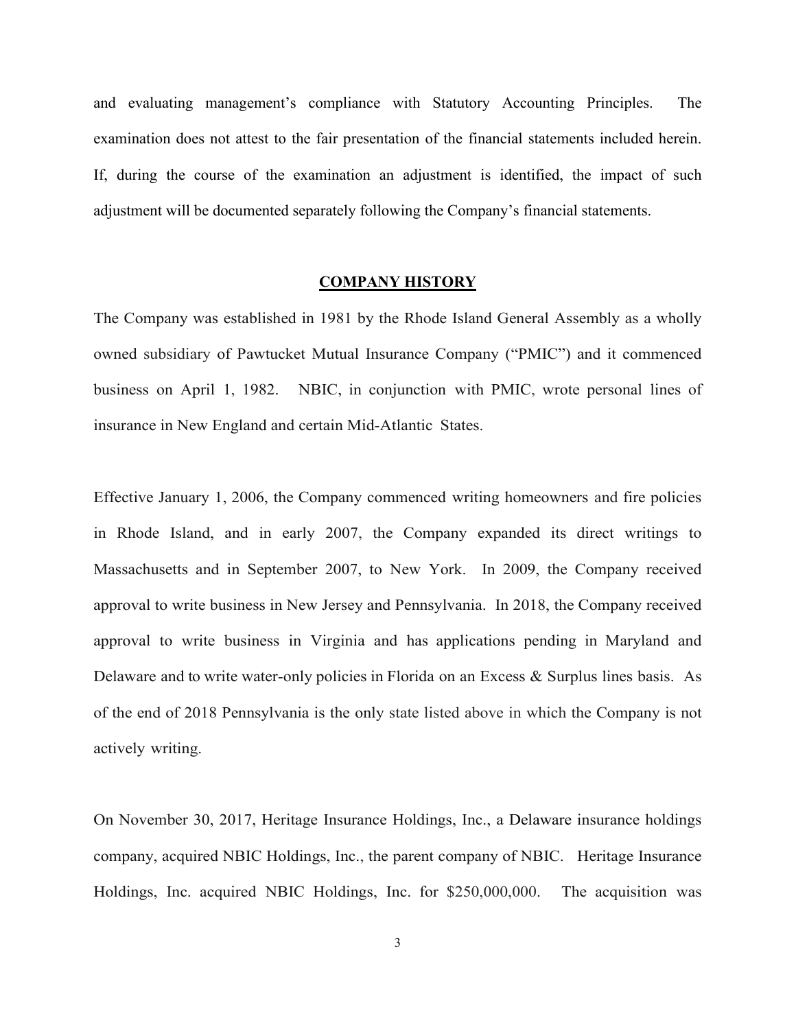and evaluating management's compliance with Statutory Accounting Principles. The examination does not attest to the fair presentation of the financial statements included herein. If, during the course of the examination an adjustment is identified, the impact of such adjustment will be documented separately following the Company's financial statements.

## COMPANY HISTORY

The Company was established in 1981 by the Rhode Island General Assembly as a wholly owned subsidiary of Pawtucket Mutual Insurance Company ("PMIC") and it commenced business on April 1, 1982. NBIC, in conjunction with PMIC, wrote personal lines of insurance in New England and certain Mid-Atlantic States.

Effective January 1, 2006, the Company commenced writing homeowners and fire policies in Rhode Island, and in early 2007, the Company expanded its direct writings to Massachusetts and in September 2007, to New York. In 2009, the Company received approval to write business in New Jersey and Pennsylvania. In 2018, the Company received approval to write business in Virginia and has applications pending in Maryland and Delaware and to write water-only policies in Florida on an Excess & Surplus lines basis. As of the end of 2018 Pennsylvania is the only state listed above in which the Company is not actively writing.

On November 30, 2017, Heritage Insurance Holdings, Inc., a Delaware insurance holdings company, acquired NBIC Holdings, Inc., the parent company of NBIC. Heritage Insurance Holdings, Inc. acquired NBIC Holdings, Inc. for $250,000,000. The acquisition was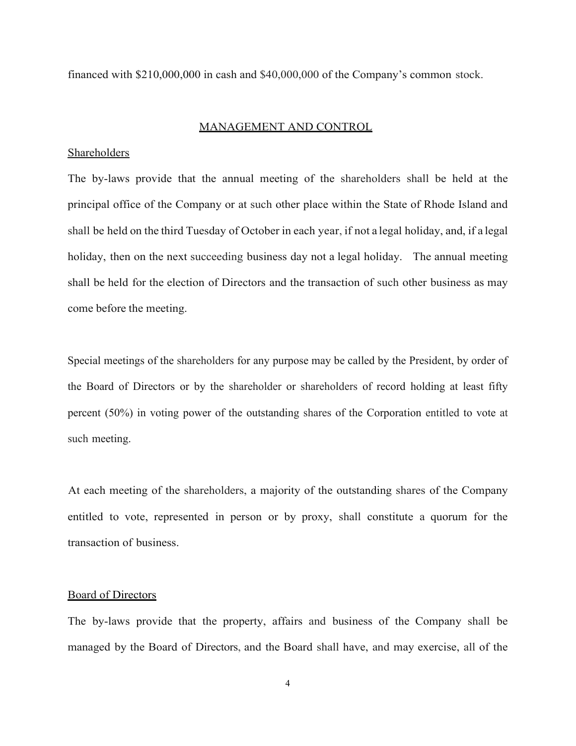financed with $210,000,000 in cash and $40,000,000 of the Company's common stock.

## MANAGEMENT AND CONTROL

### Shareholders

The by-laws provide that the annual meeting of the shareholders shall be held at the principal office of the Company or at such other place within the State of Rhode Island and shall be held on the third Tuesday of October in each year, if not a legal holiday, and, if a legal holiday, then on the next succeeding business day not a legal holiday. The annual meeting shall be held for the election of Directors and the transaction of such other business as may come before the meeting.

Special meetings of the shareholders for any purpose may be called by the President, by order of the Board of Directors or by the shareholder or shareholders of record holding at least fifty percent (50%) in voting power of the outstanding shares of the Corporation entitled to vote at such meeting.

At each meeting of the shareholders, a majority of the outstanding shares of the Company entitled to vote, represented in person or by proxy, shall constitute a quorum for the transaction of business.

### Board of Directors

The by-laws provide that the property, affairs and business of the Company shall be managed by the Board of Directors, and the Board shall have, and may exercise, all of the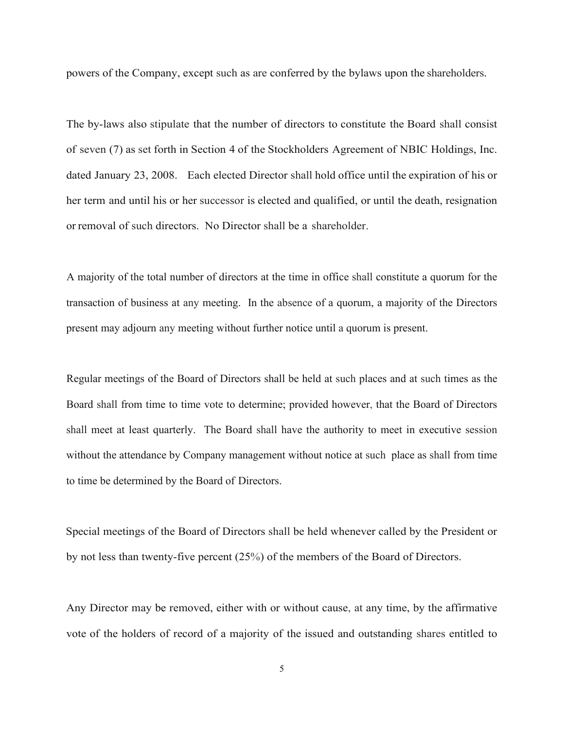powers of the Company, except such as are conferred by the bylaws upon the shareholders.

The by-laws also stipulate that the number of directors to constitute the Board shall consist of seven (7) as set forth in Section 4 of the Stockholders Agreement of NBIC Holdings, Inc. dated January 23, 2008. Each elected Director shall hold office until the expiration of his or her term and until his or her successor is elected and qualified, or until the death, resignation or removal of such directors. No Director shall be a shareholder.

A majority of the total number of directors at the time in office shall constitute a quorum for the transaction of business at any meeting. In the absence of a quorum, a majority of the Directors present may adjourn any meeting without further notice until a quorum is present.

Regular meetings of the Board of Directors shall be held at such places and at such times as the Board shall from time to time vote to determine; provided however, that the Board of Directors shall meet at least quarterly. The Board shall have the authority to meet in executive session without the attendance by Company management without notice at such place as shall from time to time be determined by the Board of Directors.

Special meetings of the Board of Directors shall be held whenever called by the President or by not less than twenty-five percent (25%) of the members of the Board of Directors.

Any Director may be removed, either with or without cause, at any time, by the affirmative vote of the holders of record of a majority of the issued and outstanding shares entitled to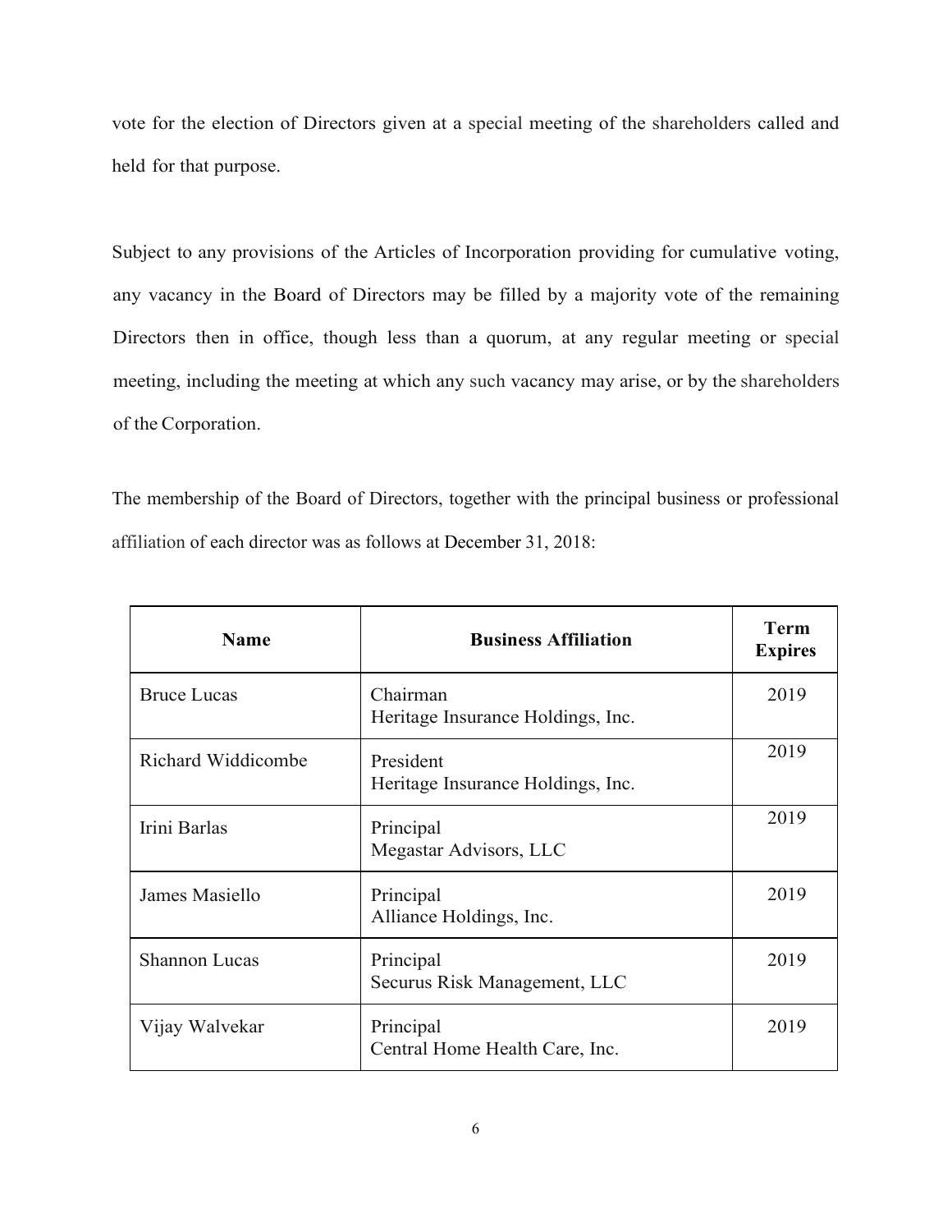vote for the election of Directors given at a special meeting of the shareholders called and held for that purpose.

Subject to any provisions of the Articles of Incorporation providing for cumulative voting, any vacancy in the Board of Directors may be filled by a majority vote of the remaining Directors then in office, though less than a quorum, at any regular meeting or special meeting, including the meeting at which any such vacancy may arise, or by the shareholders of the Corporation.

The membership of the Board of Directors, together with the principal business or professional affiliation of each director was as follows at December 31, 2018:

| Name | Business Affiliation | Term Expires |
|---|---|---|
| Bruce Lucas | Chairman<br>Heritage Insurance Holdings, Inc. | 2019 |
| Richard Widdicombe | President<br>Heritage Insurance Holdings, Inc. | 2019 |
| Irini Barlas | Principal<br>Megastar Advisors, LLC | 2019 |
| James Masiello | Principal<br>Alliance Holdings, Inc. | 2019 |
| Shannon Lucas | Principal<br>Securus Risk Management, LLC | 2019 |
| Vijay Walvekar | Principal<br>Central Home Health Care, Inc. | 2019 |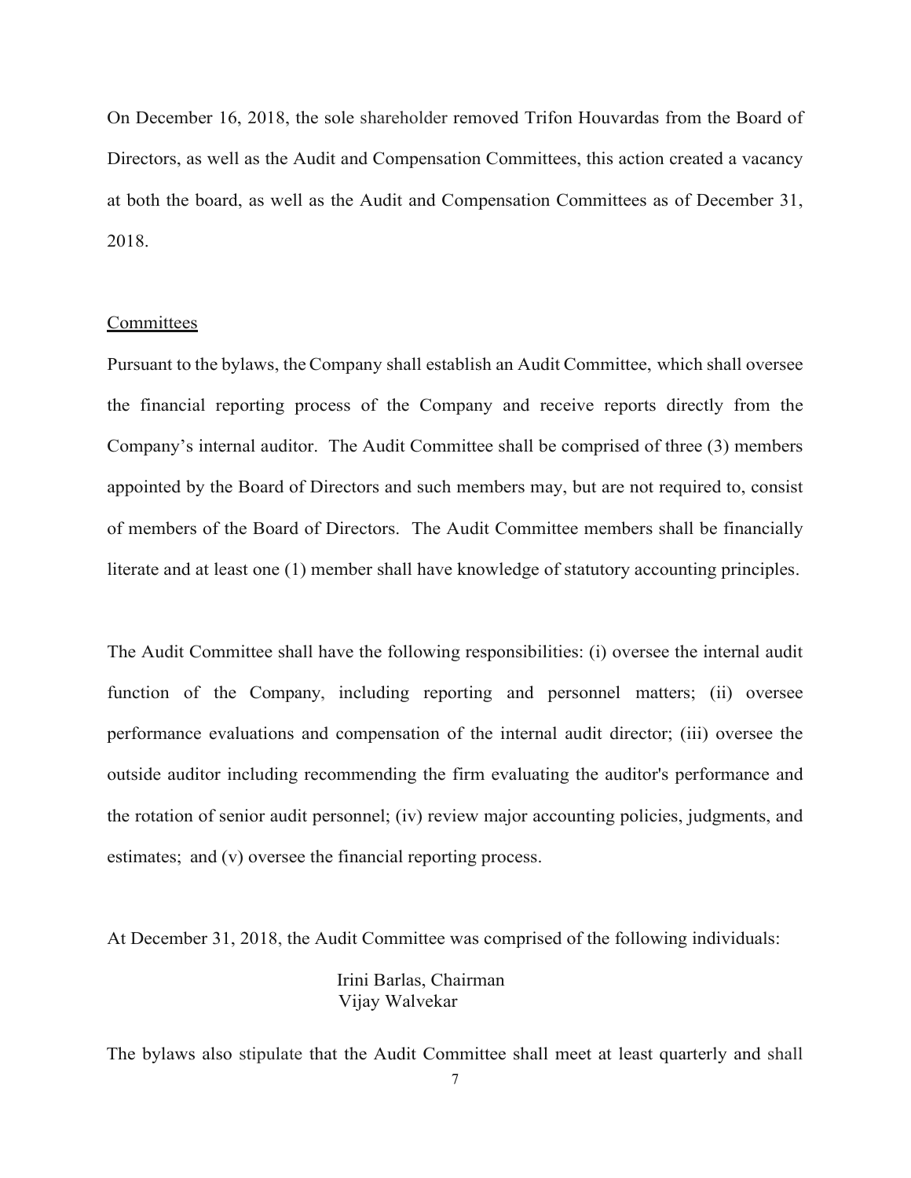On December 16, 2018, the sole shareholder removed Trifon Houvardas from the Board of Directors, as well as the Audit and Compensation Committees, this action created a vacancy at both the board, as well as the Audit and Compensation Committees as of December 31, 2018.

## Committees

Pursuant to the bylaws, the Company shall establish an Audit Committee, which shall oversee the financial reporting process of the Company and receive reports directly from the Company's internal auditor. The Audit Committee shall be comprised of three (3) members appointed by the Board of Directors and such members may, but are not required to, consist of members of the Board of Directors. The Audit Committee members shall be financially literate and at least one (1) member shall have knowledge of statutory accounting principles.

The Audit Committee shall have the following responsibilities: (i) oversee the internal audit function of the Company, including reporting and personnel matters; (ii) oversee performance evaluations and compensation of the internal audit director; (iii) oversee the outside auditor including recommending the firm evaluating the auditor's performance and the rotation of senior audit personnel; (iv) review major accounting policies, judgments, and estimates; and (v) oversee the financial reporting process.

At December 31, 2018, the Audit Committee was comprised of the following individuals:

Irini Barlas, Chairman
Vijay Walvekar

The bylaws also stipulate that the Audit Committee shall meet at least quarterly and shall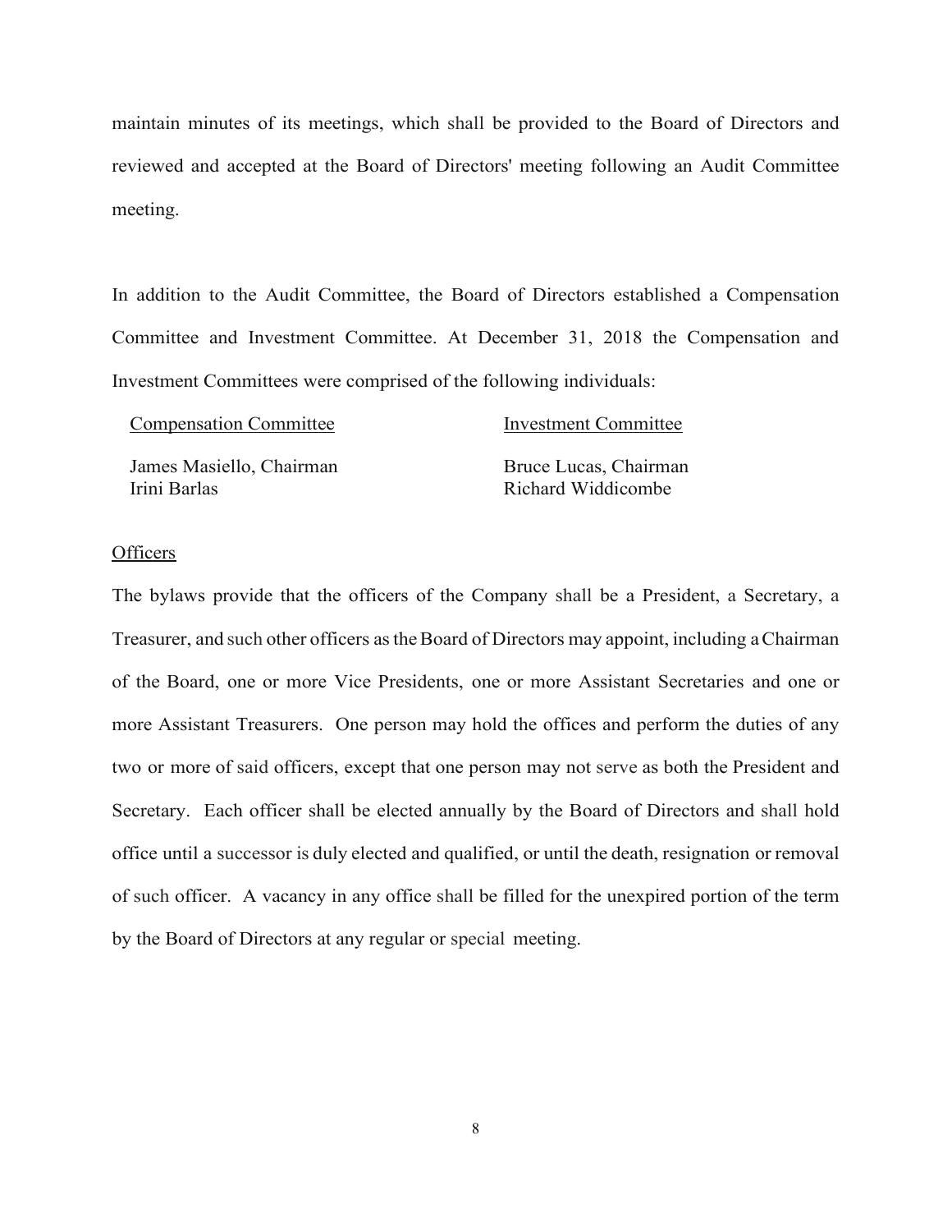maintain minutes of its meetings, which shall be provided to the Board of Directors and reviewed and accepted at the Board of Directors' meeting following an Audit Committee meeting.

In addition to the Audit Committee, the Board of Directors established a Compensation Committee and Investment Committee. At December 31, 2018 the Compensation and Investment Committees were comprised of the following individuals:

| Compensation Committee | Investment Committee |
|---|---|
| James Masiello, Chairman | Bruce Lucas, Chairman |
| Irini Barlas | Richard Widdicombe |

## Officers

The bylaws provide that the officers of the Company shall be a President, a Secretary, a Treasurer, and such other officers as the Board of Directors may appoint, including a Chairman of the Board, one or more Vice Presidents, one or more Assistant Secretaries and one or more Assistant Treasurers. One person may hold the offices and perform the duties of any two or more of said officers, except that one person may not serve as both the President and Secretary. Each officer shall be elected annually by the Board of Directors and shall hold office until a successor is duly elected and qualified, or until the death, resignation or removal of such officer. A vacancy in any office shall be filled for the unexpired portion of the term by the Board of Directors at any regular or special meeting.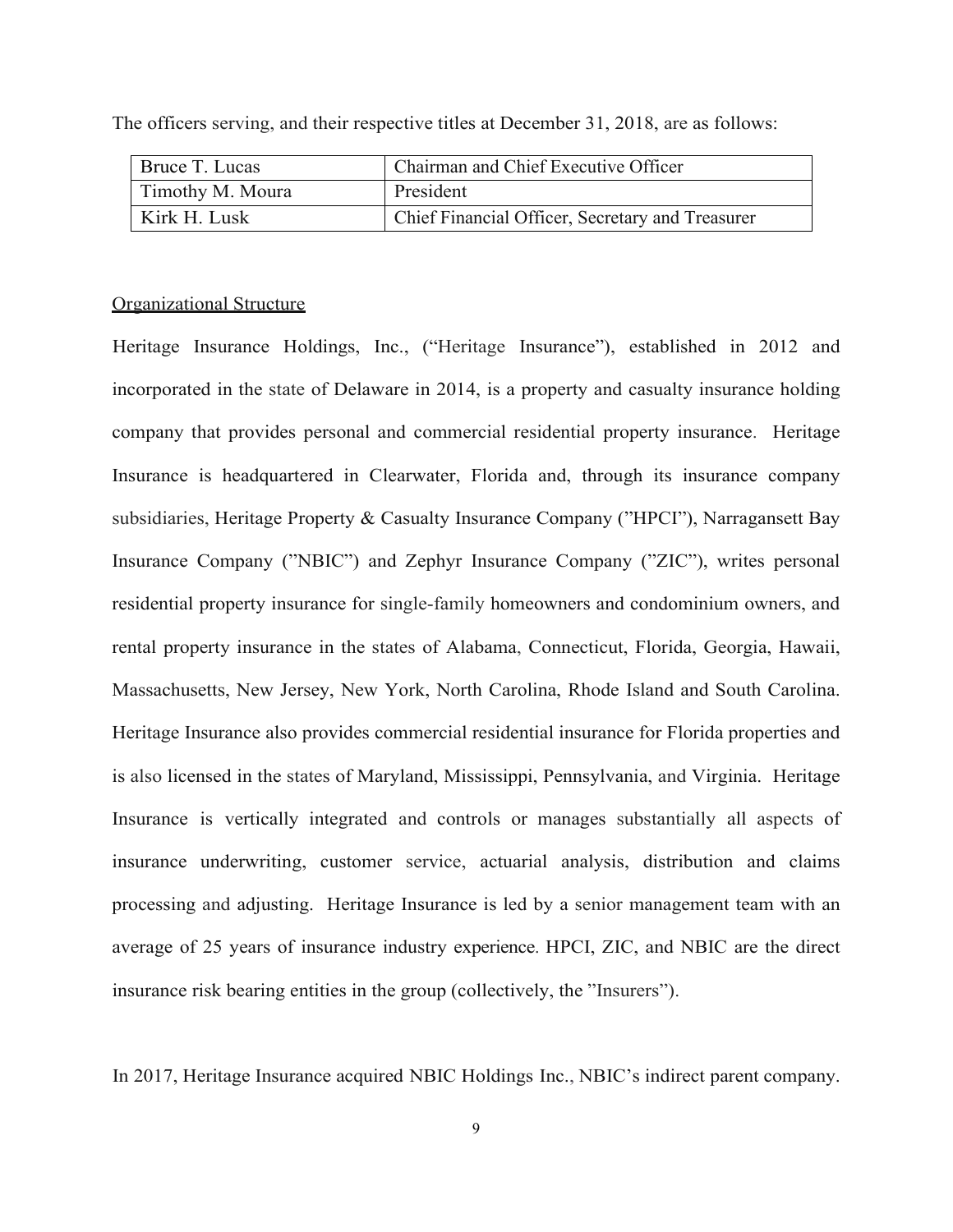The officers serving, and their respective titles at December 31, 2018, are as follows:

| | |
|---|---|
| Bruce T. Lucas | Chairman and Chief Executive Officer |
| Timothy M. Moura | President |
| Kirk H. Lusk | Chief Financial Officer, Secretary and Treasurer |

Organizational Structure

Heritage Insurance Holdings, Inc., ("Heritage Insurance"), established in 2012 and incorporated in the state of Delaware in 2014, is a property and casualty insurance holding company that provides personal and commercial residential property insurance. Heritage Insurance is headquartered in Clearwater, Florida and, through its insurance company subsidiaries, Heritage Property & Casualty Insurance Company ("HPCI"), Narragansett Bay Insurance Company ("NBIC") and Zephyr Insurance Company ("ZIC"), writes personal residential property insurance for single-family homeowners and condominium owners, and rental property insurance in the states of Alabama, Connecticut, Florida, Georgia, Hawaii, Massachusetts, New Jersey, New York, North Carolina, Rhode Island and South Carolina. Heritage Insurance also provides commercial residential insurance for Florida properties and is also licensed in the states of Maryland, Mississippi, Pennsylvania, and Virginia. Heritage Insurance is vertically integrated and controls or manages substantially all aspects of insurance underwriting, customer service, actuarial analysis, distribution and claims processing and adjusting. Heritage Insurance is led by a senior management team with an average of 25 years of insurance industry experience. HPCI, ZIC, and NBIC are the direct insurance risk bearing entities in the group (collectively, the "Insurers").

In 2017, Heritage Insurance acquired NBIC Holdings Inc., NBIC's indirect parent company.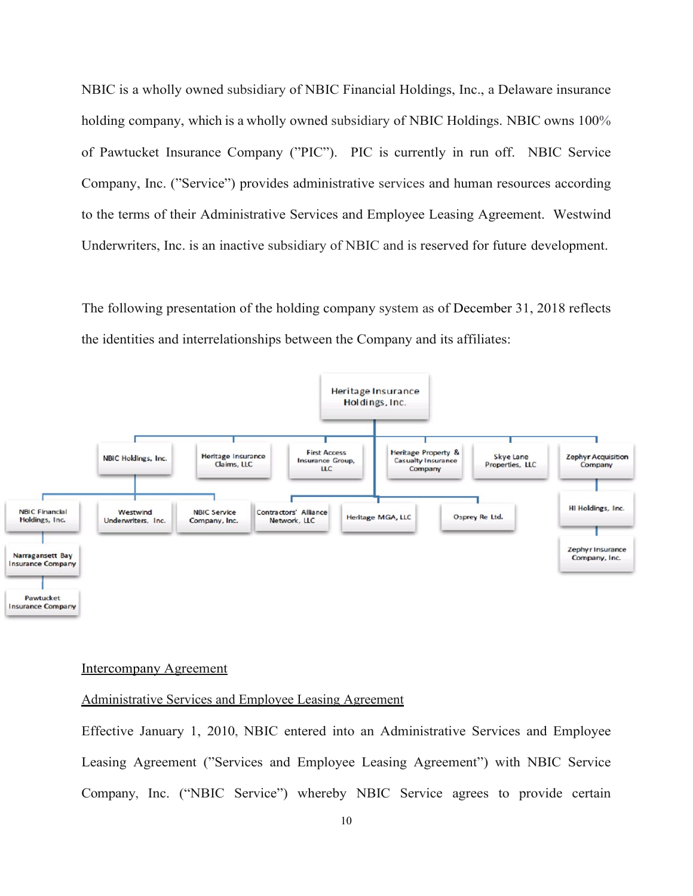NBIC is a wholly owned subsidiary of NBIC Financial Holdings, Inc., a Delaware insurance holding company, which is a wholly owned subsidiary of NBIC Holdings. NBIC owns 100% of Pawtucket Insurance Company ("PIC"). PIC is currently in run off. NBIC Service Company, Inc. ("Service") provides administrative services and human resources according to the terms of their Administrative Services and Employee Leasing Agreement. Westwind Underwriters, Inc. is an inactive subsidiary of NBIC and is reserved for future development.

The following presentation of the holding company system as of December 31, 2018 reflects the identities and interrelationships between the Company and its affiliates:

- Heritage Insurance Holdings, Inc.
  - NBIC Holdings, Inc.
    - NBIC Financial Holdings, Inc.
      - Narragansett Bay Insurance Company
        - Pawtucket Insurance Company
    - Westwind Underwriters, Inc.
    - NBIC Service Company, Inc.
  - Heritage Insurance Claims, LLC
  - First Access Insurance Group, LLC
  - Heritage Property & Casualty Insurance Company
  - Skye Lane Properties, LLC
  - Zephyr Acquisition Company
    - HI Holdings, Inc.
      - Zephyr Insurance Company, Inc.
  - Contractors' Alliance Network, LLC
  - Heritage MGA, LLC
  - Osprey Re Ltd.

Intercompany Agreement

Administrative Services and Employee Leasing Agreement

Effective January 1, 2010, NBIC entered into an Administrative Services and Employee Leasing Agreement ("Services and Employee Leasing Agreement") with NBIC Service Company, Inc. ("NBIC Service") whereby NBIC Service agrees to provide certain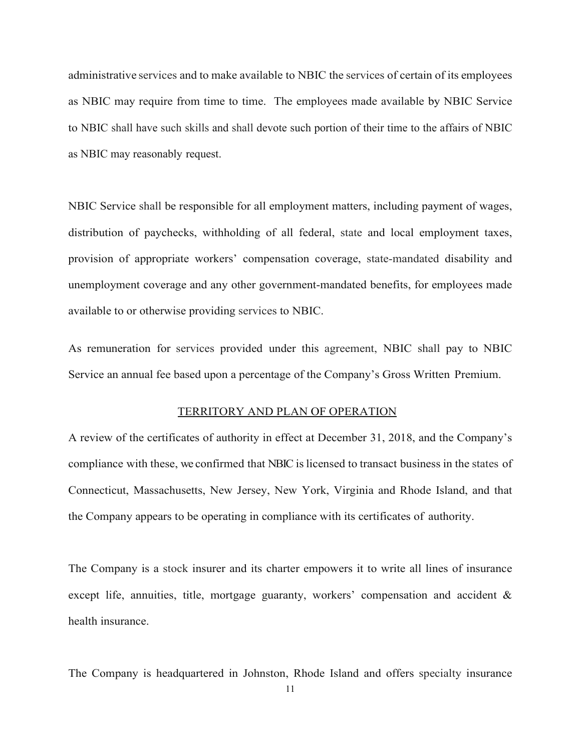administrative services and to make available to NBIC the services of certain of its employees as NBIC may require from time to time. The employees made available by NBIC Service to NBIC shall have such skills and shall devote such portion of their time to the affairs of NBIC as NBIC may reasonably request.

NBIC Service shall be responsible for all employment matters, including payment of wages, distribution of paychecks, withholding of all federal, state and local employment taxes, provision of appropriate workers' compensation coverage, state-mandated disability and unemployment coverage and any other government-mandated benefits, for employees made available to or otherwise providing services to NBIC.

As remuneration for services provided under this agreement, NBIC shall pay to NBIC Service an annual fee based upon a percentage of the Company's Gross Written Premium.

## TERRITORY AND PLAN OF OPERATION

A review of the certificates of authority in effect at December 31, 2018, and the Company's compliance with these, we confirmed that NBIC is licensed to transact business in the states of Connecticut, Massachusetts, New Jersey, New York, Virginia and Rhode Island, and that the Company appears to be operating in compliance with its certificates of authority.

The Company is a stock insurer and its charter empowers it to write all lines of insurance except life, annuities, title, mortgage guaranty, workers' compensation and accident & health insurance.

The Company is headquartered in Johnston, Rhode Island and offers specialty insurance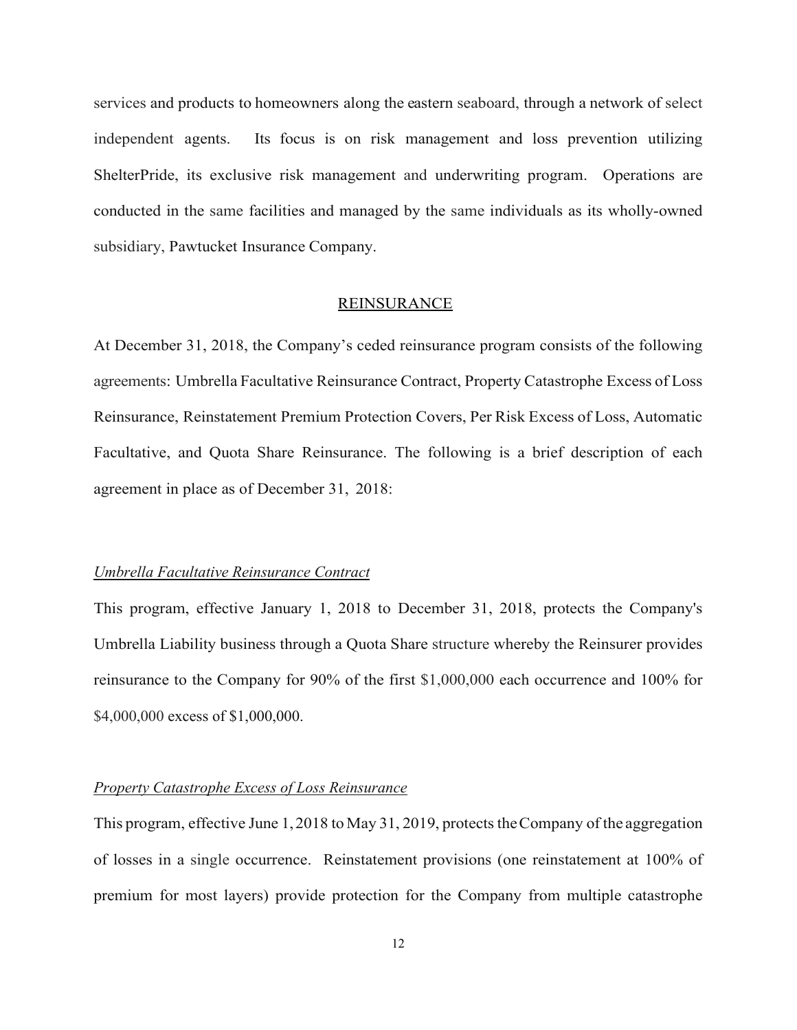services and products to homeowners along the eastern seaboard, through a network of select independent agents. Its focus is on risk management and loss prevention utilizing ShelterPride, its exclusive risk management and underwriting program. Operations are conducted in the same facilities and managed by the same individuals as its wholly-owned subsidiary, Pawtucket Insurance Company.

## REINSURANCE

At December 31, 2018, the Company's ceded reinsurance program consists of the following agreements: Umbrella Facultative Reinsurance Contract, Property Catastrophe Excess of Loss Reinsurance, Reinstatement Premium Protection Covers, Per Risk Excess of Loss, Automatic Facultative, and Quota Share Reinsurance. The following is a brief description of each agreement in place as of December 31, 2018:

### *Umbrella Facultative Reinsurance Contract*

This program, effective January 1, 2018 to December 31, 2018, protects the Company's Umbrella Liability business through a Quota Share structure whereby the Reinsurer provides reinsurance to the Company for 90% of the first $1,000,000 each occurrence and 100% for $4,000,000 excess of $1,000,000.

### *Property Catastrophe Excess of Loss Reinsurance*

This program, effective June 1, 2018 to May 31, 2019, protects the Company of the aggregation of losses in a single occurrence. Reinstatement provisions (one reinstatement at 100% of premium for most layers) provide protection for the Company from multiple catastrophe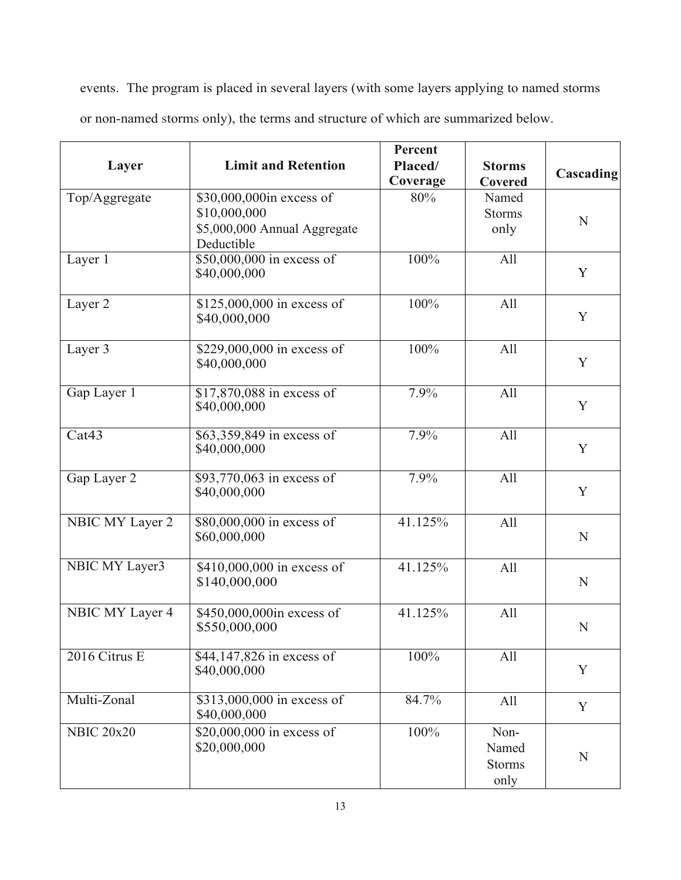events. The program is placed in several layers (with some layers applying to named storms or non-named storms only), the terms and structure of which are summarized below.

| Layer | Limit and Retention | Percent Placed/ Coverage | Storms Covered | Cascading |
|---|---|---|---|---|
| Top/Aggregate | $30,000,000in excess of $10,000,000 $5,000,000 Annual Aggregate Deductible | 80% | Named Storms only | N |
| Layer 1 | $50,000,000 in excess of $40,000,000 | 100% | All | Y |
| Layer 2 | $125,000,000 in excess of $40,000,000 | 100% | All | Y |
| Layer 3 | $229,000,000 in excess of $40,000,000 | 100% | All | Y |
| Gap Layer 1 | $17,870,088 in excess of $40,000,000 | 7.9% | All | Y |
| Cat43 | $63,359,849 in excess of $40,000,000 | 7.9% | All | Y |
| Gap Layer 2 | $93,770,063 in excess of $40,000,000 | 7.9% | All | Y |
| NBIC MY Layer 2 | $80,000,000 in excess of $60,000,000 | 41.125% | All | N |
| NBIC MY Layer3 | $410,000,000 in excess of $140,000,000 | 41.125% | All | N |
| NBIC MY Layer 4 | $450,000,000in excess of $550,000,000 | 41.125% | All | N |
| 2016 Citrus E | $44,147,826 in excess of $40,000,000 | 100% | All | Y |
| Multi-Zonal | $313,000,000 in excess of $40,000,000 | 84.7% | All | Y |
| NBIC 20x20 | $20,000,000 in excess of $20,000,000 | 100% | Non-Named Storms only | N |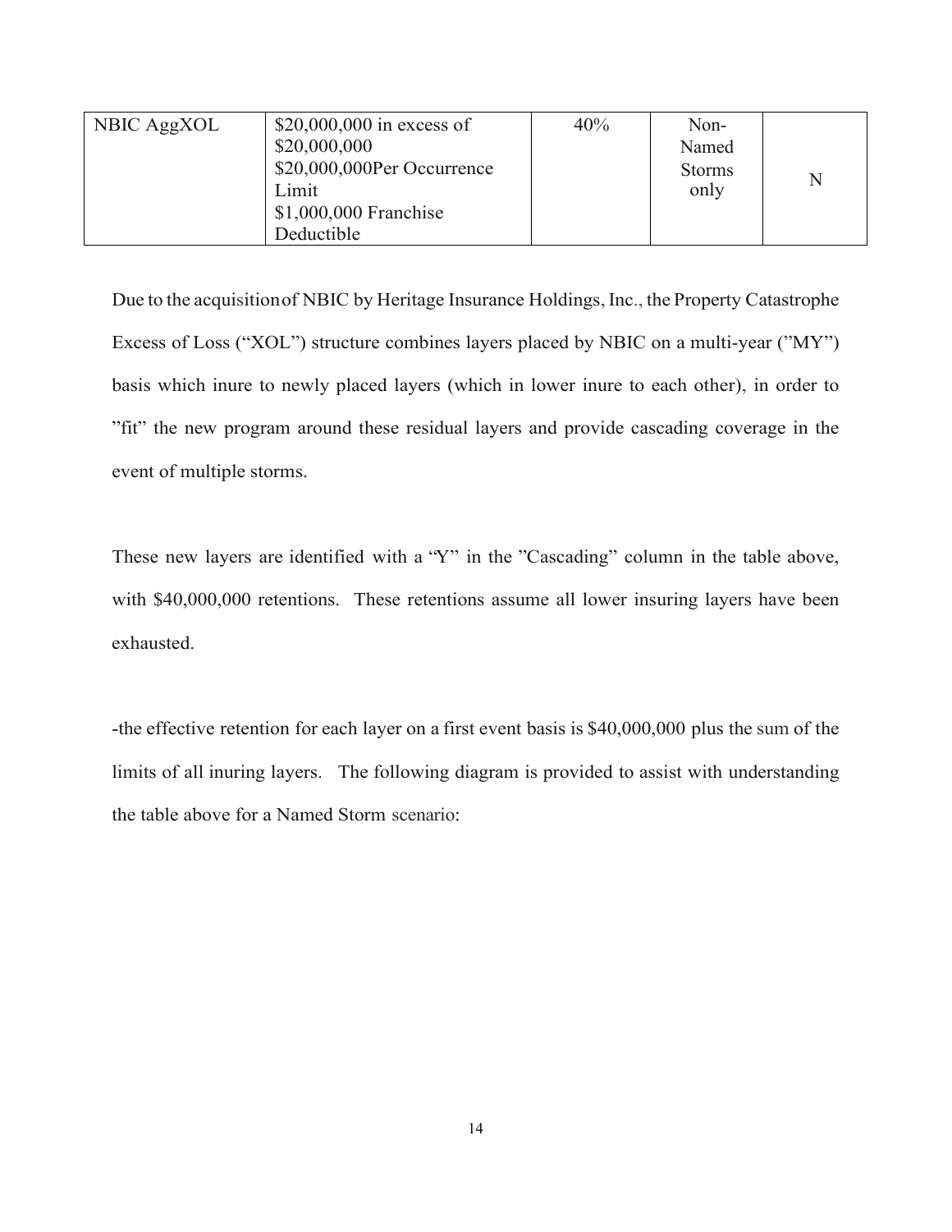| NBIC AggXOL | $20,000,000 in excess of $20,000,000 $20,000,000Per Occurrence Limit $1,000,000 Franchise Deductible | 40% | Non-Named Storms only | N |
|---|---|---|---|---|

Due to the acquisition of NBIC by Heritage Insurance Holdings, Inc., the Property Catastrophe Excess of Loss ("XOL") structure combines layers placed by NBIC on a multi-year ("MY") basis which inure to newly placed layers (which in lower inure to each other), in order to "fit" the new program around these residual layers and provide cascading coverage in the event of multiple storms.

These new layers are identified with a "Y" in the "Cascading" column in the table above, with $40,000,000 retentions. These retentions assume all lower insuring layers have been exhausted.

-the effective retention for each layer on a first event basis is $40,000,000 plus the sum of the limits of all inuring layers. The following diagram is provided to assist with understanding the table above for a Named Storm scenario: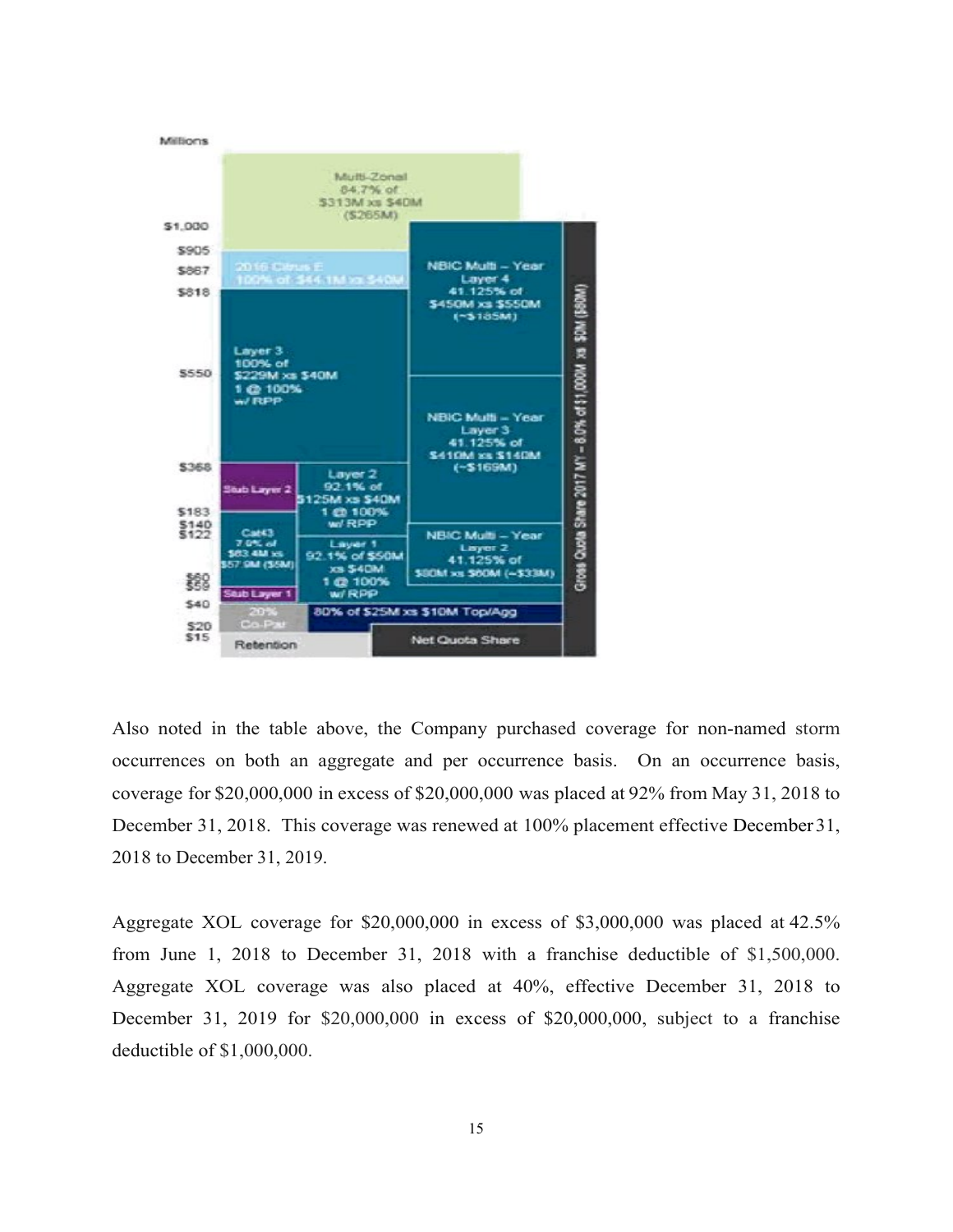Millions

| | | |
|---|---|---|
| Multi-Zonal 84.7% of $313M xs $40M ($265M) | | |
| 2016 Citrus E 100% of $44.1M xs $40M | NBIC Multi – Year Layer 4 41.125% of $450M xs $550M (~$185M) | Gross Quota Share 2017 MY – 8.0% of $1,000M xs $0M ($80M) |
| Layer 3 100% of $229M xs $40M 1 @ 100% w/ RPP | NBIC Multi – Year Layer 3 41.125% of $410M xs $140M (~$169M) | |
| Stub Layer 2 | Layer 2 92.1% of $125M xs $40M 1 @ 100% w/ RPP | |
| Cat43 7.9% of $63.4M xs $57.9M ($5M) | Layer 1 92.1% of $50M xs $40M 1 @ 100% w/ RPP | NBIC Multi – Year Layer 2 41.125% of $80M xs $60M (~$33M) |
| Stub Layer 1 | | |
| 20% Co-Par | 80% of $25M xs $10M Top/Agg | |
| Retention | Net Quota Share | |

Axis values: $1,000, $905, $867, $818, $550, $368, $183, $140, $122, $60, $59, $40, $20, $15

Also noted in the table above, the Company purchased coverage for non-named storm occurrences on both an aggregate and per occurrence basis. On an occurrence basis, coverage for $20,000,000 in excess of $20,000,000 was placed at 92% from May 31, 2018 to December 31, 2018. This coverage was renewed at 100% placement effective December 31, 2018 to December 31, 2019.

Aggregate XOL coverage for $20,000,000 in excess of $3,000,000 was placed at 42.5% from June 1, 2018 to December 31, 2018 with a franchise deductible of $1,500,000. Aggregate XOL coverage was also placed at 40%, effective December 31, 2018 to December 31, 2019 for $20,000,000 in excess of $20,000,000, subject to a franchise deductible of $1,000,000.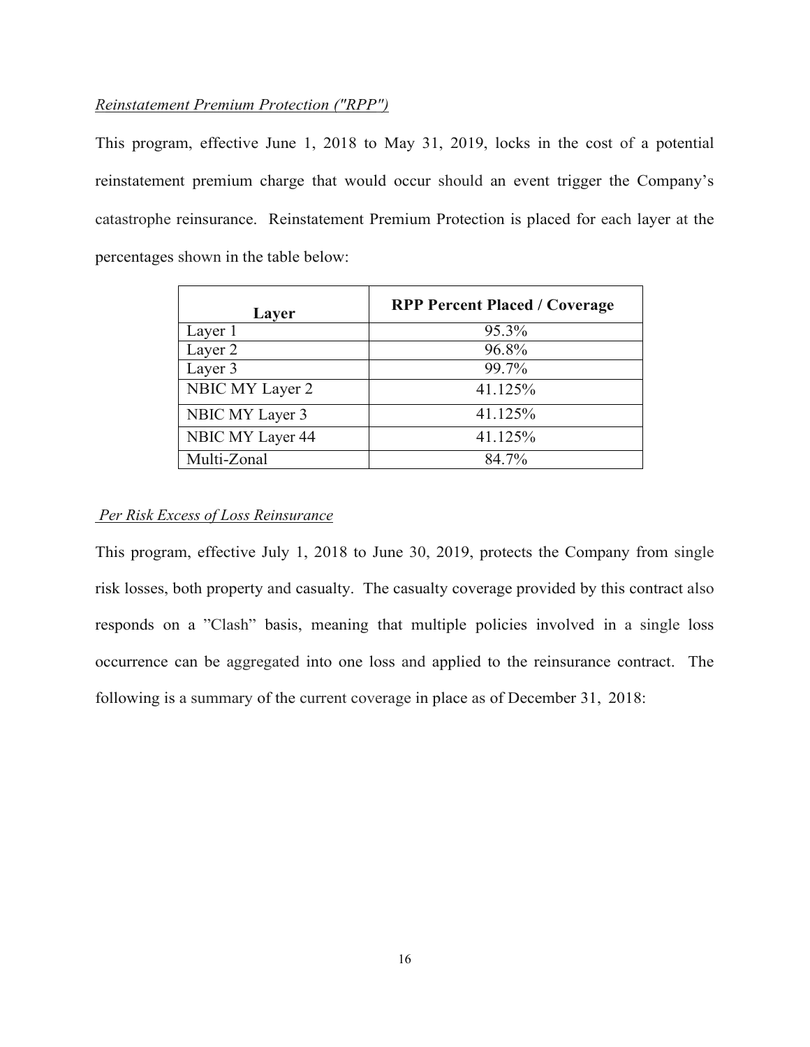*Reinstatement Premium Protection ("RPP")*

This program, effective June 1, 2018 to May 31, 2019, locks in the cost of a potential reinstatement premium charge that would occur should an event trigger the Company's catastrophe reinsurance. Reinstatement Premium Protection is placed for each layer at the percentages shown in the table below:

| Layer | RPP Percent Placed / Coverage |
|---|---|
| Layer 1 | 95.3% |
| Layer 2 | 96.8% |
| Layer 3 | 99.7% |
| NBIC MY Layer 2 | 41.125% |
| NBIC MY Layer 3 | 41.125% |
| NBIC MY Layer 44 | 41.125% |
| Multi-Zonal | 84.7% |

*Per Risk Excess of Loss Reinsurance*

This program, effective July 1, 2018 to June 30, 2019, protects the Company from single risk losses, both property and casualty. The casualty coverage provided by this contract also responds on a "Clash" basis, meaning that multiple policies involved in a single loss occurrence can be aggregated into one loss and applied to the reinsurance contract. The following is a summary of the current coverage in place as of December 31, 2018: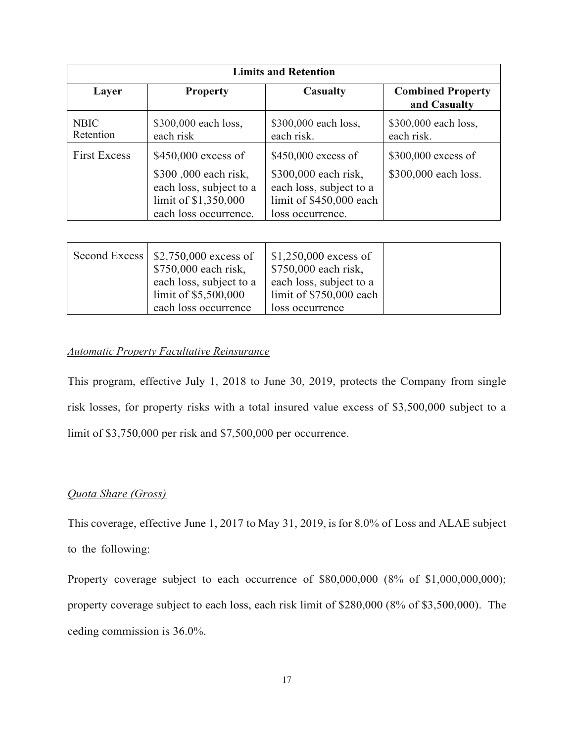| Limits and Retention | | | |
|---|---|---|---|
| **Layer** | **Property** | **Casualty** | **Combined Property and Casualty** |
| NBIC Retention | $300,000 each loss, each risk | $300,000 each loss, each risk. | $300,000 each loss, each risk. |
| First Excess | $450,000 excess of $300 ,000 each risk, each loss, subject to a limit of $1,350,000 each loss occurrence. | $450,000 excess of $300,000 each risk, each loss, subject to a limit of $450,000 each loss occurrence. | $300,000 excess of $300,000 each loss. |
| Second Excess | $2,750,000 excess of $750,000 each risk, each loss, subject to a limit of $5,500,000 each loss occurrence | $1,250,000 excess of $750,000 each risk, each loss, subject to a limit of $750,000 each loss occurrence | |

*Automatic Property Facultative Reinsurance*

This program, effective July 1, 2018 to June 30, 2019, protects the Company from single risk losses, for property risks with a total insured value excess of $3,500,000 subject to a limit of $3,750,000 per risk and $7,500,000 per occurrence.

*Quota Share (Gross)*

This coverage, effective June 1, 2017 to May 31, 2019, is for 8.0% of Loss and ALAE subject to the following:

Property coverage subject to each occurrence of $80,000,000 (8% of $1,000,000,000); property coverage subject to each loss, each risk limit of $280,000 (8% of $3,500,000). The ceding commission is 36.0%.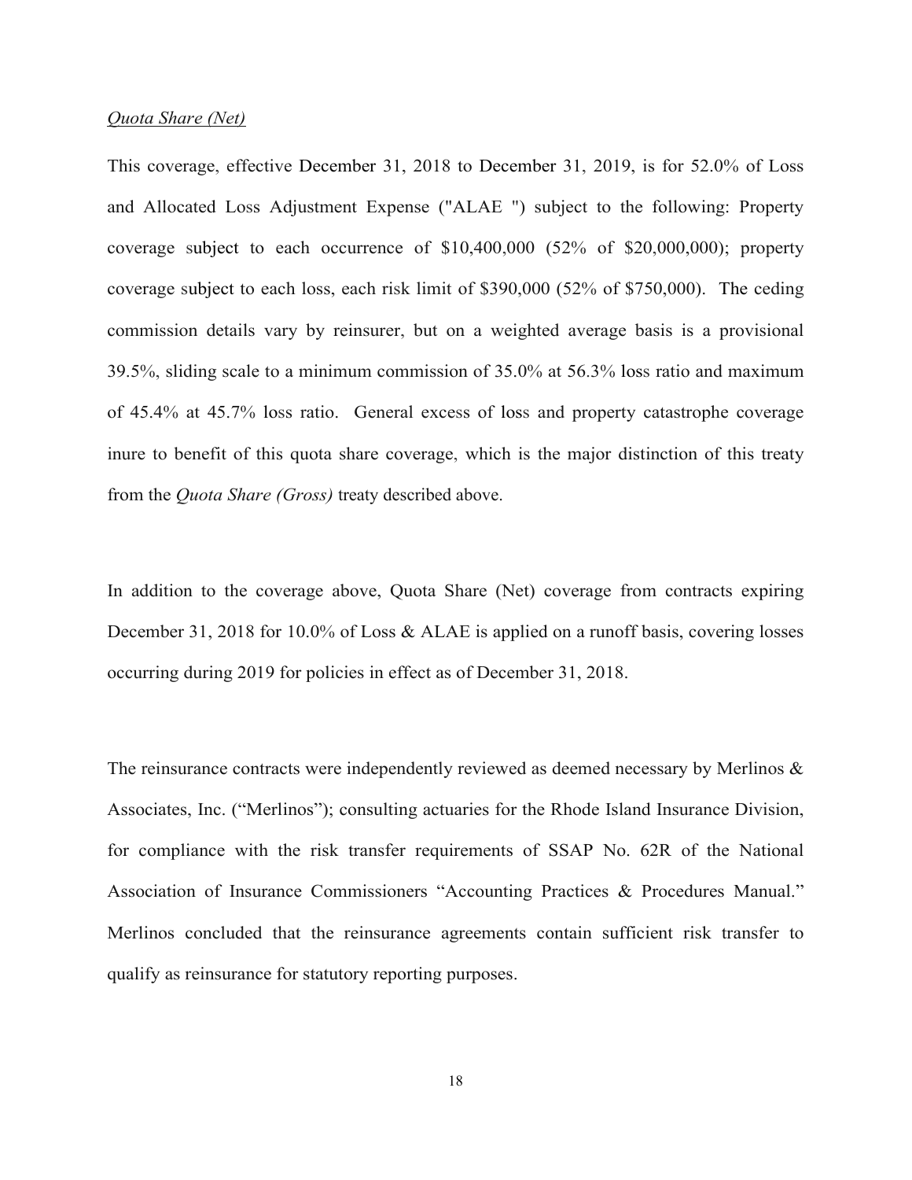*Quota Share (Net)*

This coverage, effective December 31, 2018 to December 31, 2019, is for 52.0% of Loss and Allocated Loss Adjustment Expense ("ALAE ") subject to the following: Property coverage subject to each occurrence of $10,400,000 (52% of $20,000,000); property coverage subject to each loss, each risk limit of $390,000 (52% of $750,000). The ceding commission details vary by reinsurer, but on a weighted average basis is a provisional 39.5%, sliding scale to a minimum commission of 35.0% at 56.3% loss ratio and maximum of 45.4% at 45.7% loss ratio. General excess of loss and property catastrophe coverage inure to benefit of this quota share coverage, which is the major distinction of this treaty from the *Quota Share (Gross)* treaty described above.

In addition to the coverage above, Quota Share (Net) coverage from contracts expiring December 31, 2018 for 10.0% of Loss & ALAE is applied on a runoff basis, covering losses occurring during 2019 for policies in effect as of December 31, 2018.

The reinsurance contracts were independently reviewed as deemed necessary by Merlinos & Associates, Inc. ("Merlinos"); consulting actuaries for the Rhode Island Insurance Division, for compliance with the risk transfer requirements of SSAP No. 62R of the National Association of Insurance Commissioners "Accounting Practices & Procedures Manual." Merlinos concluded that the reinsurance agreements contain sufficient risk transfer to qualify as reinsurance for statutory reporting purposes.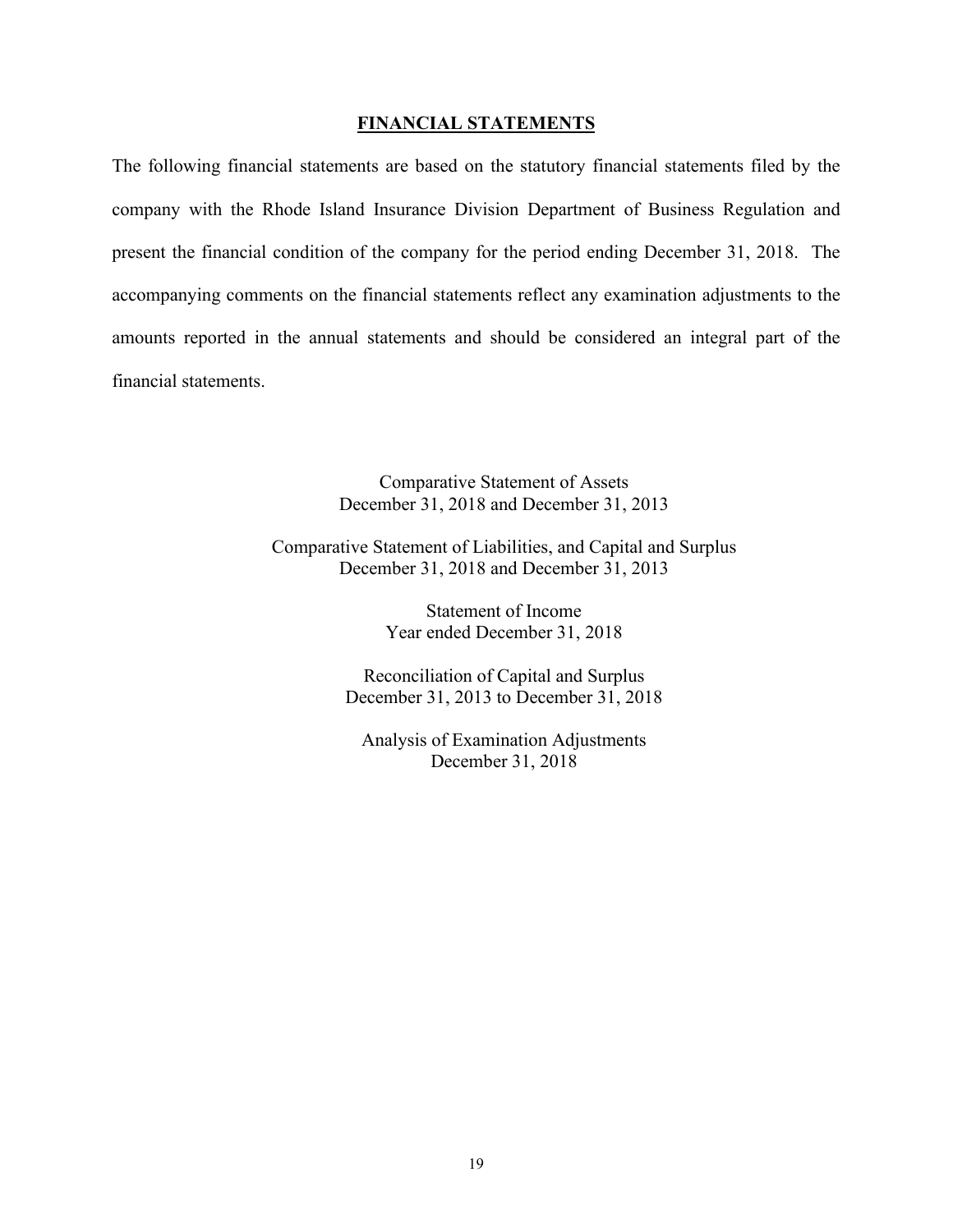## FINANCIAL STATEMENTS

The following financial statements are based on the statutory financial statements filed by the company with the Rhode Island Insurance Division Department of Business Regulation and present the financial condition of the company for the period ending December 31, 2018. The accompanying comments on the financial statements reflect any examination adjustments to the amounts reported in the annual statements and should be considered an integral part of the financial statements.

Comparative Statement of Assets
December 31, 2018 and December 31, 2013

Comparative Statement of Liabilities, and Capital and Surplus
December 31, 2018 and December 31, 2013

Statement of Income
Year ended December 31, 2018

Reconciliation of Capital and Surplus
December 31, 2013 to December 31, 2018

Analysis of Examination Adjustments
December 31, 2018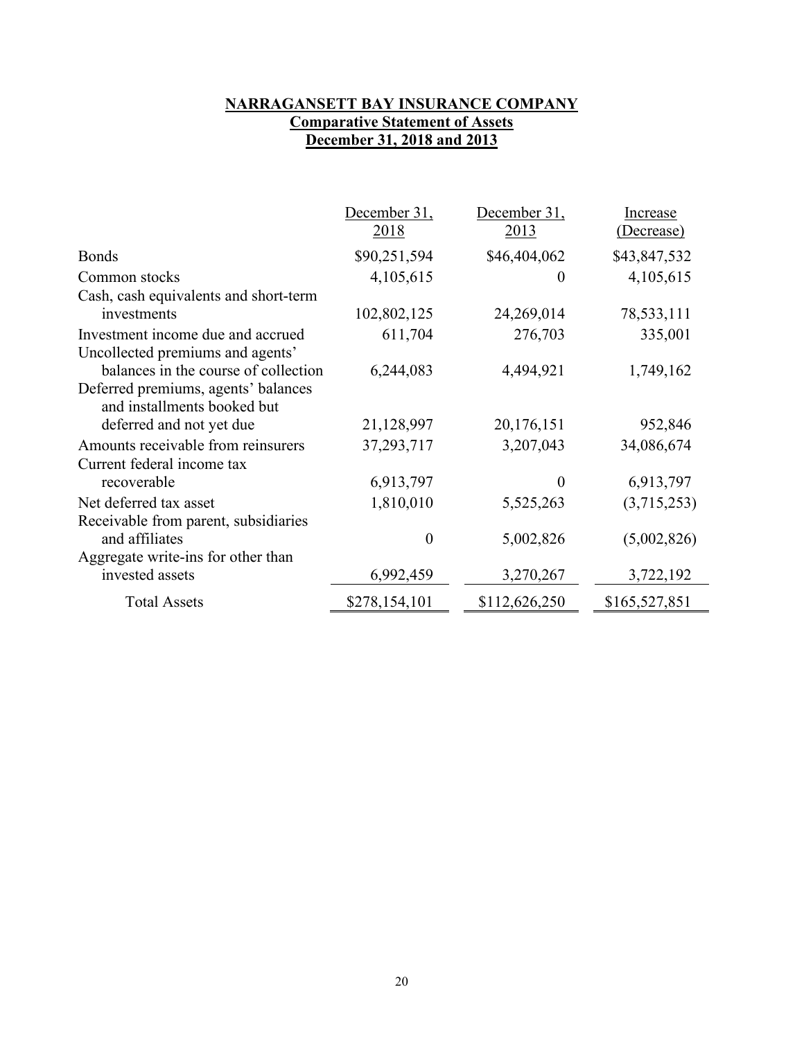**NARRAGANSETT BAY INSURANCE COMPANY**
**Comparative Statement of Assets**
**December 31, 2018 and 2013**

| | December 31, 2018 | December 31, 2013 | Increase (Decrease) |
|---|---|---|---|
| Bonds | $90,251,594 | $46,404,062 | $43,847,532 |
| Common stocks | 4,105,615 | 0 | 4,105,615 |
| Cash, cash equivalents and short-term investments | 102,802,125 | 24,269,014 | 78,533,111 |
| Investment income due and accrued | 611,704 | 276,703 | 335,001 |
| Uncollected premiums and agents' balances in the course of collection | 6,244,083 | 4,494,921 | 1,749,162 |
| Deferred premiums, agents' balances and installments booked but deferred and not yet due | 21,128,997 | 20,176,151 | 952,846 |
| Amounts receivable from reinsurers | 37,293,717 | 3,207,043 | 34,086,674 |
| Current federal income tax recoverable | 6,913,797 | 0 | 6,913,797 |
| Net deferred tax asset | 1,810,010 | 5,525,263 | (3,715,253) |
| Receivable from parent, subsidiaries and affiliates | 0 | 5,002,826 | (5,002,826) |
| Aggregate write-ins for other than invested assets | 6,992,459 | 3,270,267 | 3,722,192 |
| Total Assets | $278,154,101 | $112,626,250 | $165,527,851 |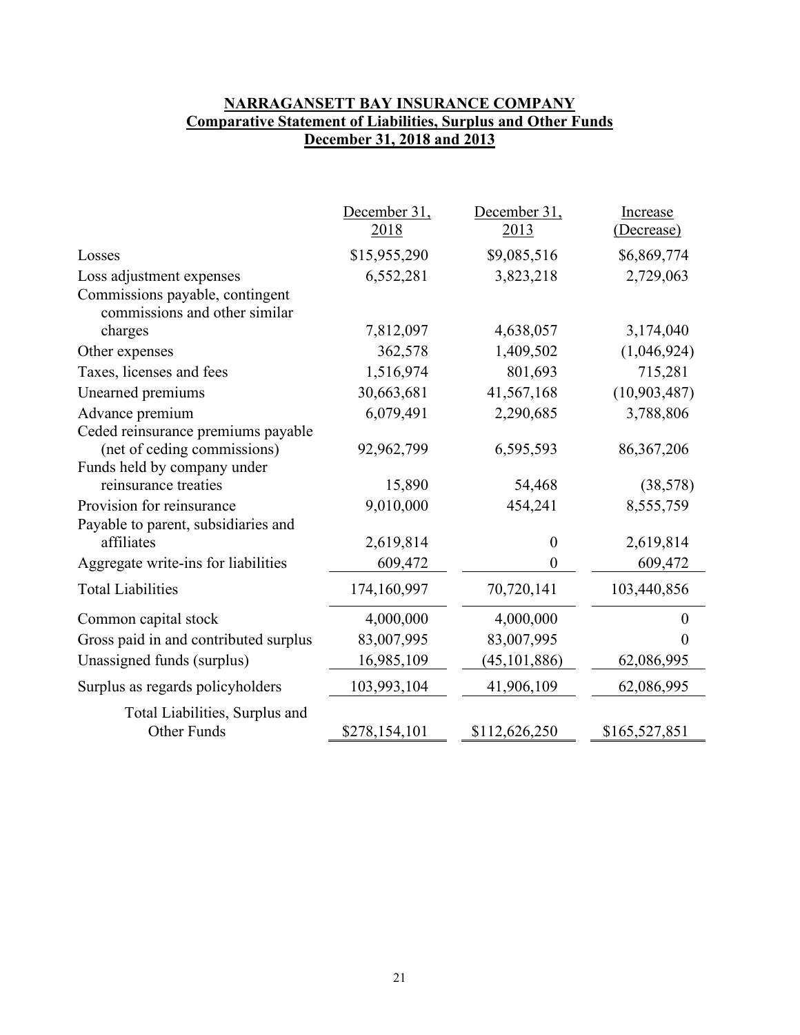**NARRAGANSETT BAY INSURANCE COMPANY**
**Comparative Statement of Liabilities, Surplus and Other Funds**
**December 31, 2018 and 2013**

| | December 31, 2018 | December 31, 2013 | Increase (Decrease) |
|---|---|---|---|
| Losses | $15,955,290 | $9,085,516 | $6,869,774 |
| Loss adjustment expenses | 6,552,281 | 3,823,218 | 2,729,063 |
| Commissions payable, contingent commissions and other similar charges | 7,812,097 | 4,638,057 | 3,174,040 |
| Other expenses | 362,578 | 1,409,502 | (1,046,924) |
| Taxes, licenses and fees | 1,516,974 | 801,693 | 715,281 |
| Unearned premiums | 30,663,681 | 41,567,168 | (10,903,487) |
| Advance premium | 6,079,491 | 2,290,685 | 3,788,806 |
| Ceded reinsurance premiums payable (net of ceding commissions) | 92,962,799 | 6,595,593 | 86,367,206 |
| Funds held by company under reinsurance treaties | 15,890 | 54,468 | (38,578) |
| Provision for reinsurance | 9,010,000 | 454,241 | 8,555,759 |
| Payable to parent, subsidiaries and affiliates | 2,619,814 | 0 | 2,619,814 |
| Aggregate write-ins for liabilities | 609,472 | 0 | 609,472 |
| Total Liabilities | 174,160,997 | 70,720,141 | 103,440,856 |
| Common capital stock | 4,000,000 | 4,000,000 | 0 |
| Gross paid in and contributed surplus | 83,007,995 | 83,007,995 | 0 |
| Unassigned funds (surplus) | 16,985,109 | (45,101,886) | 62,086,995 |
| Surplus as regards policyholders | 103,993,104 | 41,906,109 | 62,086,995 |
| Total Liabilities, Surplus and Other Funds | $278,154,101 | $112,626,250 | $165,527,851 |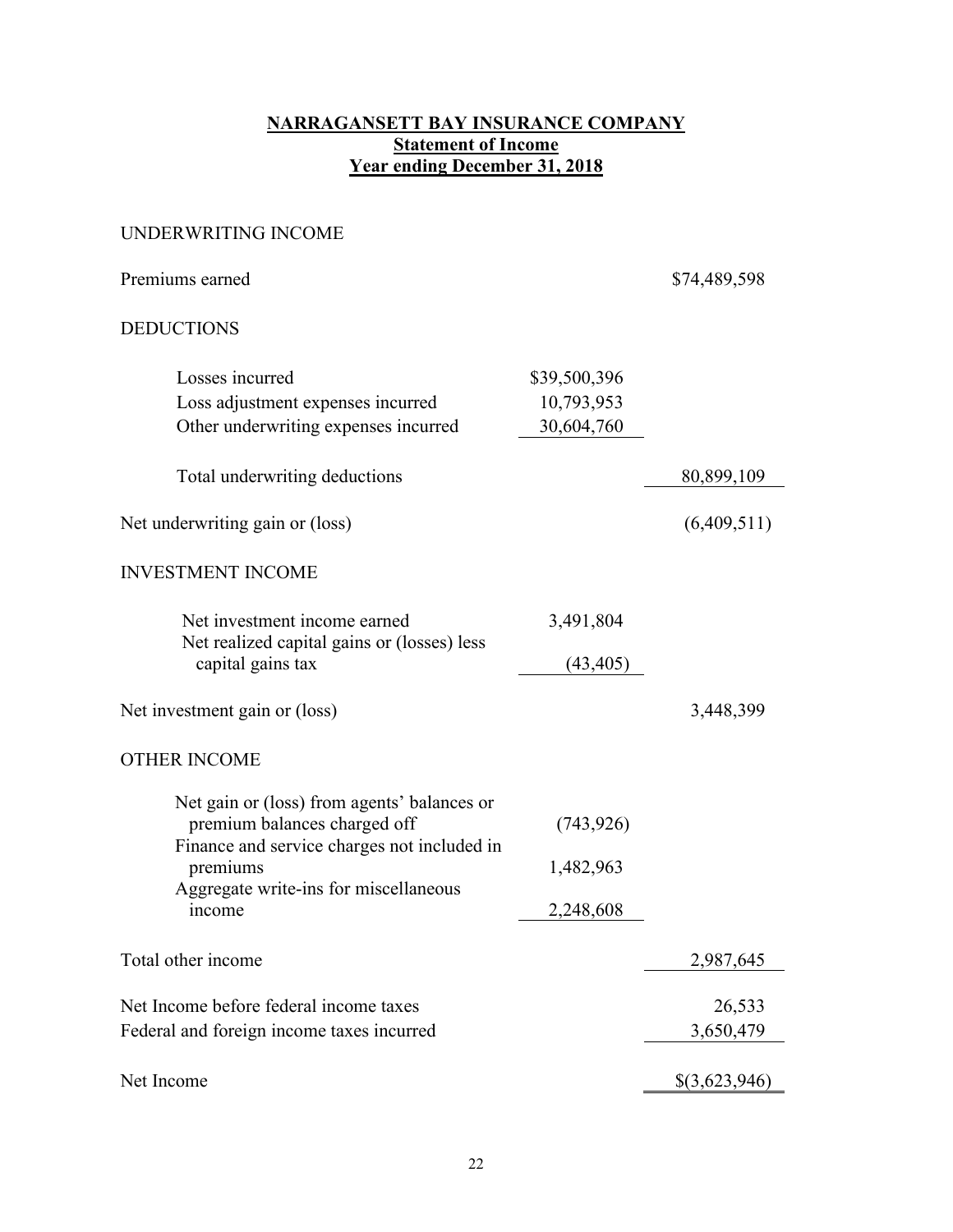**NARRAGANSETT BAY INSURANCE COMPANY**
**Statement of Income**
**Year ending December 31, 2018**

| | | |
|---|---|---|
| UNDERWRITING INCOME | | |
| Premiums earned | | $74,489,598 |
| DEDUCTIONS | | |
| Losses incurred | $39,500,396 | |
| Loss adjustment expenses incurred | 10,793,953 | |
| Other underwriting expenses incurred | 30,604,760 | |
| Total underwriting deductions | | 80,899,109 |
| Net underwriting gain or (loss) | | (6,409,511) |
| INVESTMENT INCOME | | |
| Net investment income earned | 3,491,804 | |
| Net realized capital gains or (losses) less capital gains tax | (43,405) | |
| Net investment gain or (loss) | | 3,448,399 |
| OTHER INCOME | | |
| Net gain or (loss) from agents' balances or premium balances charged off | (743,926) | |
| Finance and service charges not included in premiums | 1,482,963 | |
| Aggregate write-ins for miscellaneous income | 2,248,608 | |
| Total other income | | 2,987,645 |
| Net Income before federal income taxes | | 26,533 |
| Federal and foreign income taxes incurred | | 3,650,479 |
| Net Income | | $(3,623,946) |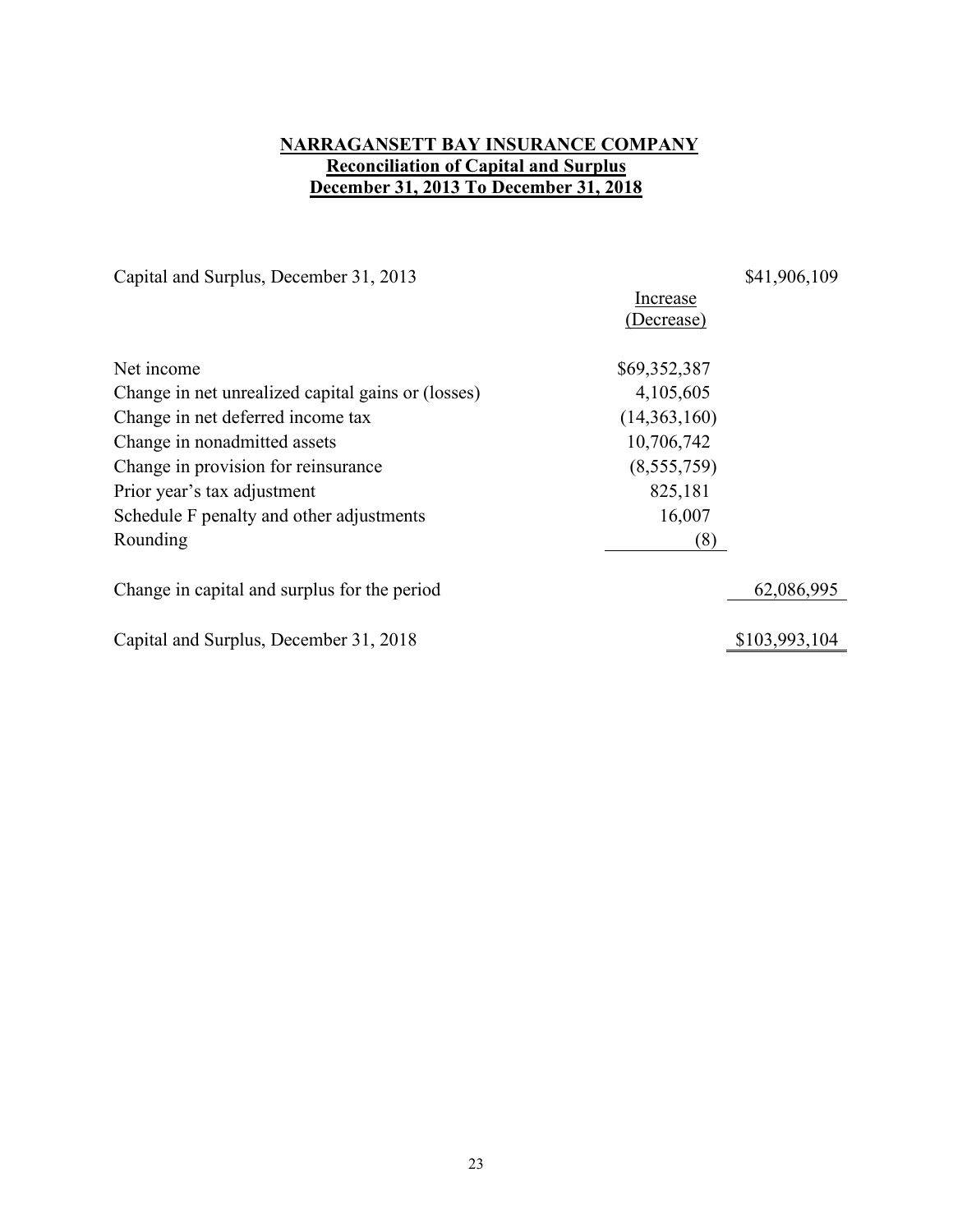# NARRAGANSETT BAY INSURANCE COMPANY
## Reconciliation of Capital and Surplus
## December 31, 2013 To December 31, 2018

| | Increase (Decrease) | |
|---|---|---|
| Capital and Surplus, December 31, 2013 | | $41,906,109 |
| Net income | $69,352,387 | |
| Change in net unrealized capital gains or (losses) | 4,105,605 | |
| Change in net deferred income tax | (14,363,160) | |
| Change in nonadmitted assets | 10,706,742 | |
| Change in provision for reinsurance | (8,555,759) | |
| Prior year's tax adjustment | 825,181 | |
| Schedule F penalty and other adjustments | 16,007 | |
| Rounding | (8) | |
| Change in capital and surplus for the period | | 62,086,995 |
| Capital and Surplus, December 31, 2018 | | $103,993,104 |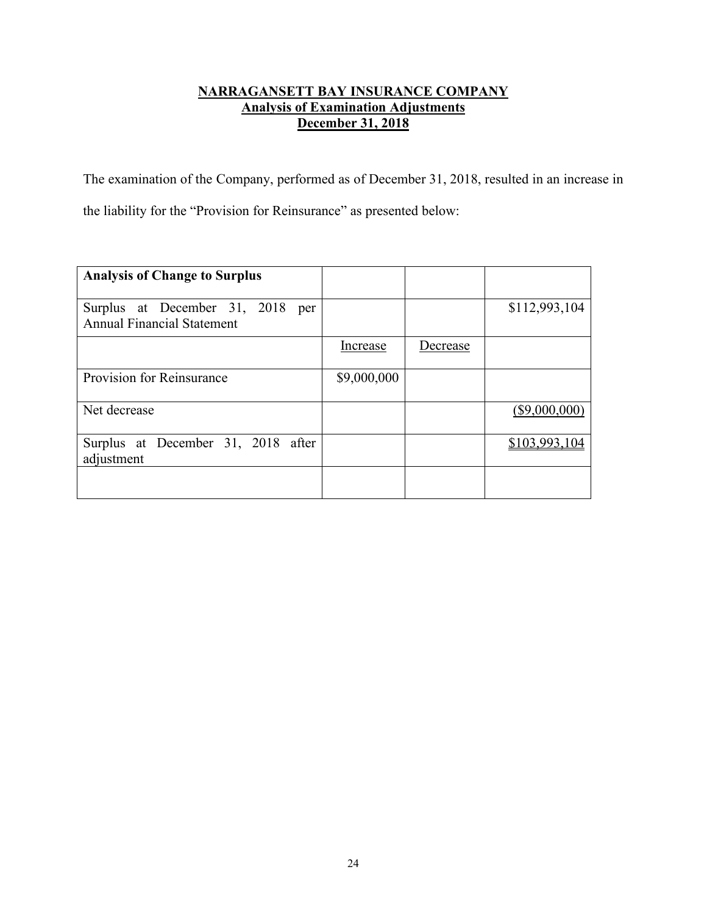**NARRAGANSETT BAY INSURANCE COMPANY**
**Analysis of Examination Adjustments**
**December 31, 2018**

The examination of the Company, performed as of December 31, 2018, resulted in an increase in the liability for the "Provision for Reinsurance" as presented below:

| **Analysis of Change to Surplus** | | | |
|---|---|---|---|
| Surplus at December 31, 2018 per Annual Financial Statement | | | $112,993,104 |
| | Increase | Decrease | |
| Provision for Reinsurance | $9,000,000 | | |
| Net decrease | | | ($9,000,000) |
| Surplus at December 31, 2018 after adjustment | | | $103,993,104 |
| | | | |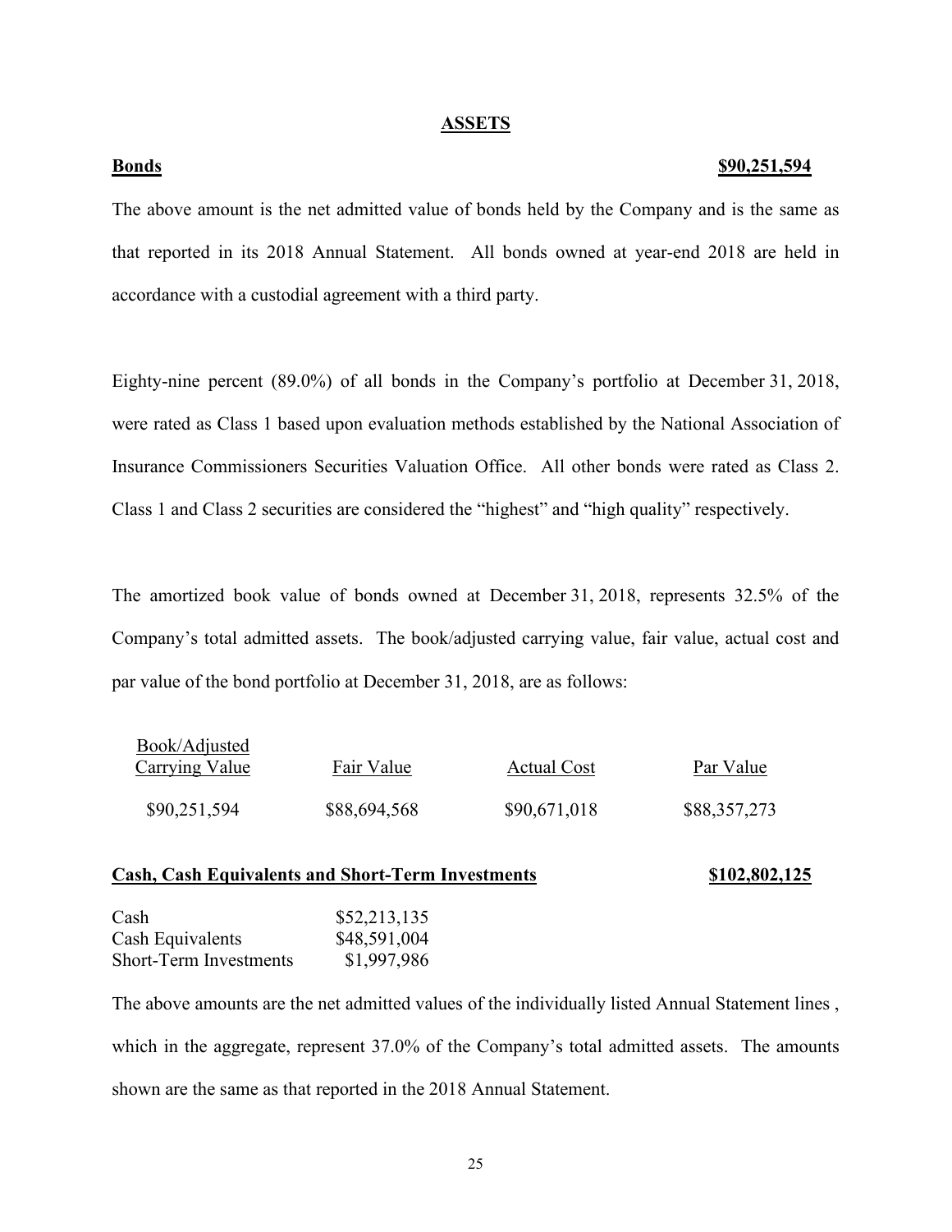## ASSETS

**Bonds** **$90,251,594**

The above amount is the net admitted value of bonds held by the Company and is the same as that reported in its 2018 Annual Statement. All bonds owned at year-end 2018 are held in accordance with a custodial agreement with a third party.

Eighty-nine percent (89.0%) of all bonds in the Company's portfolio at December 31, 2018, were rated as Class 1 based upon evaluation methods established by the National Association of Insurance Commissioners Securities Valuation Office. All other bonds were rated as Class 2. Class 1 and Class 2 securities are considered the "highest" and "high quality" respectively.

The amortized book value of bonds owned at December 31, 2018, represents 32.5% of the Company's total admitted assets. The book/adjusted carrying value, fair value, actual cost and par value of the bond portfolio at December 31, 2018, are as follows:

| Book/Adjusted Carrying Value | Fair Value | Actual Cost | Par Value |
|---|---|---|---|
| $90,251,594 | $88,694,568 | $90,671,018 | $88,357,273 |

**Cash, Cash Equivalents and Short-Term Investments** **$102,802,125**

| | |
|---|---|
| Cash | $52,213,135 |
| Cash Equivalents | $48,591,004 |
| Short-Term Investments | $1,997,986 |

The above amounts are the net admitted values of the individually listed Annual Statement lines , which in the aggregate, represent 37.0% of the Company's total admitted assets. The amounts shown are the same as that reported in the 2018 Annual Statement.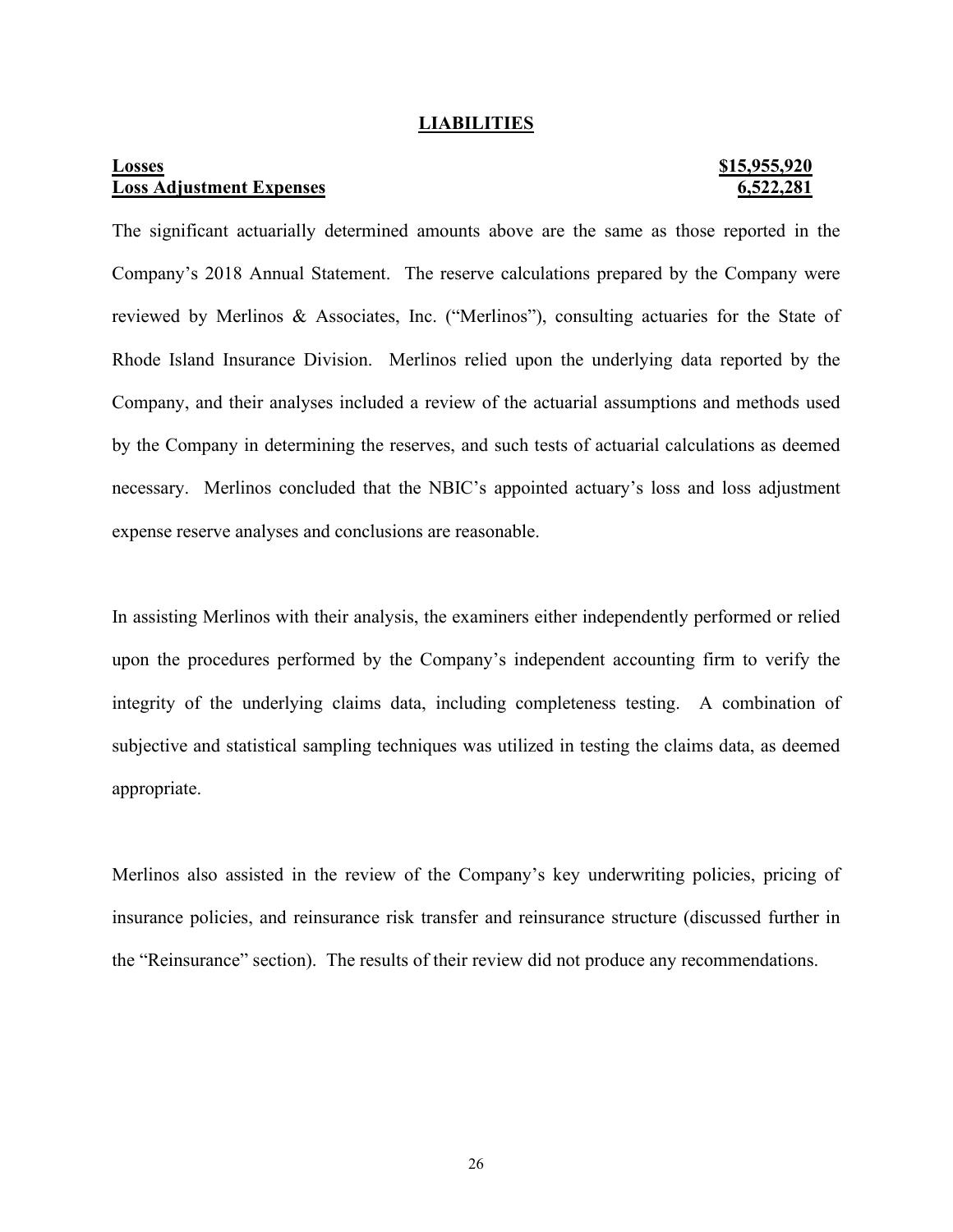## LIABILITIES

| | |
|---|---|
| **Losses** | **$15,955,920** |
| **Loss Adjustment Expenses** | **6,522,281** |

The significant actuarially determined amounts above are the same as those reported in the Company's 2018 Annual Statement. The reserve calculations prepared by the Company were reviewed by Merlinos & Associates, Inc. ("Merlinos"), consulting actuaries for the State of Rhode Island Insurance Division. Merlinos relied upon the underlying data reported by the Company, and their analyses included a review of the actuarial assumptions and methods used by the Company in determining the reserves, and such tests of actuarial calculations as deemed necessary. Merlinos concluded that the NBIC's appointed actuary's loss and loss adjustment expense reserve analyses and conclusions are reasonable.

In assisting Merlinos with their analysis, the examiners either independently performed or relied upon the procedures performed by the Company's independent accounting firm to verify the integrity of the underlying claims data, including completeness testing. A combination of subjective and statistical sampling techniques was utilized in testing the claims data, as deemed appropriate.

Merlinos also assisted in the review of the Company's key underwriting policies, pricing of insurance policies, and reinsurance risk transfer and reinsurance structure (discussed further in the "Reinsurance" section). The results of their review did not produce any recommendations.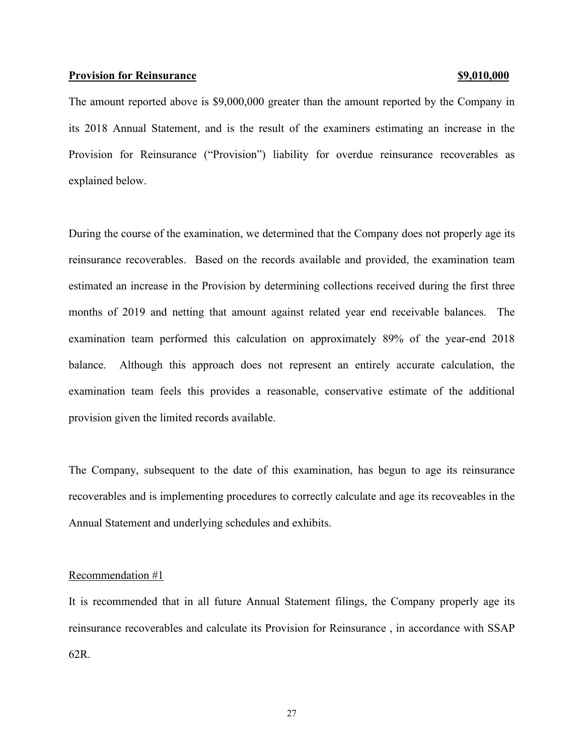**<u>Provision for Reinsurance</u>** **<u>$9,010,000</u>**

The amount reported above is $9,000,000 greater than the amount reported by the Company in its 2018 Annual Statement, and is the result of the examiners estimating an increase in the Provision for Reinsurance ("Provision") liability for overdue reinsurance recoverables as explained below.

During the course of the examination, we determined that the Company does not properly age its reinsurance recoverables. Based on the records available and provided, the examination team estimated an increase in the Provision by determining collections received during the first three months of 2019 and netting that amount against related year end receivable balances. The examination team performed this calculation on approximately 89% of the year-end 2018 balance. Although this approach does not represent an entirely accurate calculation, the examination team feels this provides a reasonable, conservative estimate of the additional provision given the limited records available.

The Company, subsequent to the date of this examination, has begun to age its reinsurance recoverables and is implementing procedures to correctly calculate and age its recoveables in the Annual Statement and underlying schedules and exhibits.

<u>Recommendation #1</u>

It is recommended that in all future Annual Statement filings, the Company properly age its reinsurance recoverables and calculate its Provision for Reinsurance , in accordance with SSAP 62R.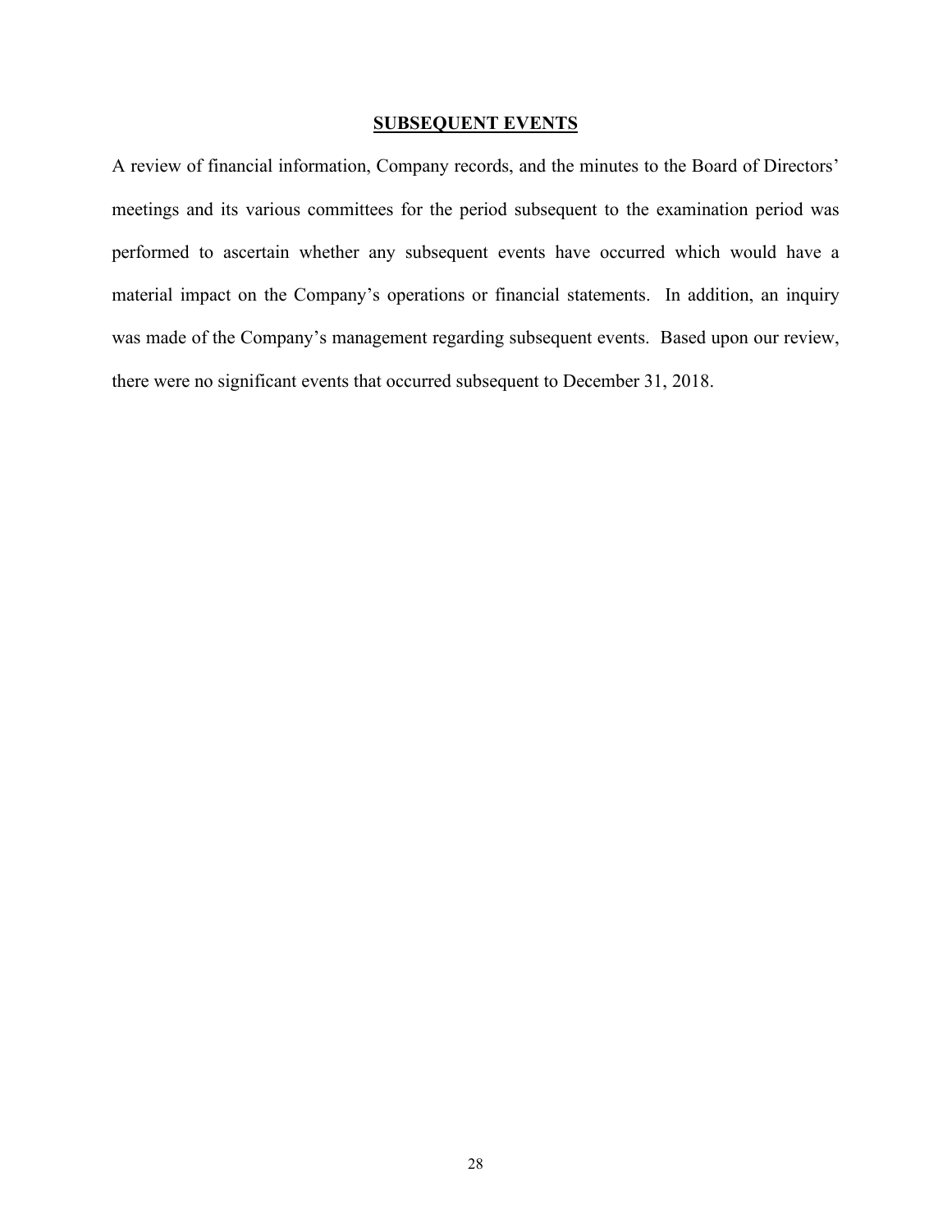## **SUBSEQUENT EVENTS**

A review of financial information, Company records, and the minutes to the Board of Directors' meetings and its various committees for the period subsequent to the examination period was performed to ascertain whether any subsequent events have occurred which would have a material impact on the Company's operations or financial statements. In addition, an inquiry was made of the Company's management regarding subsequent events. Based upon our review, there were no significant events that occurred subsequent to December 31, 2018.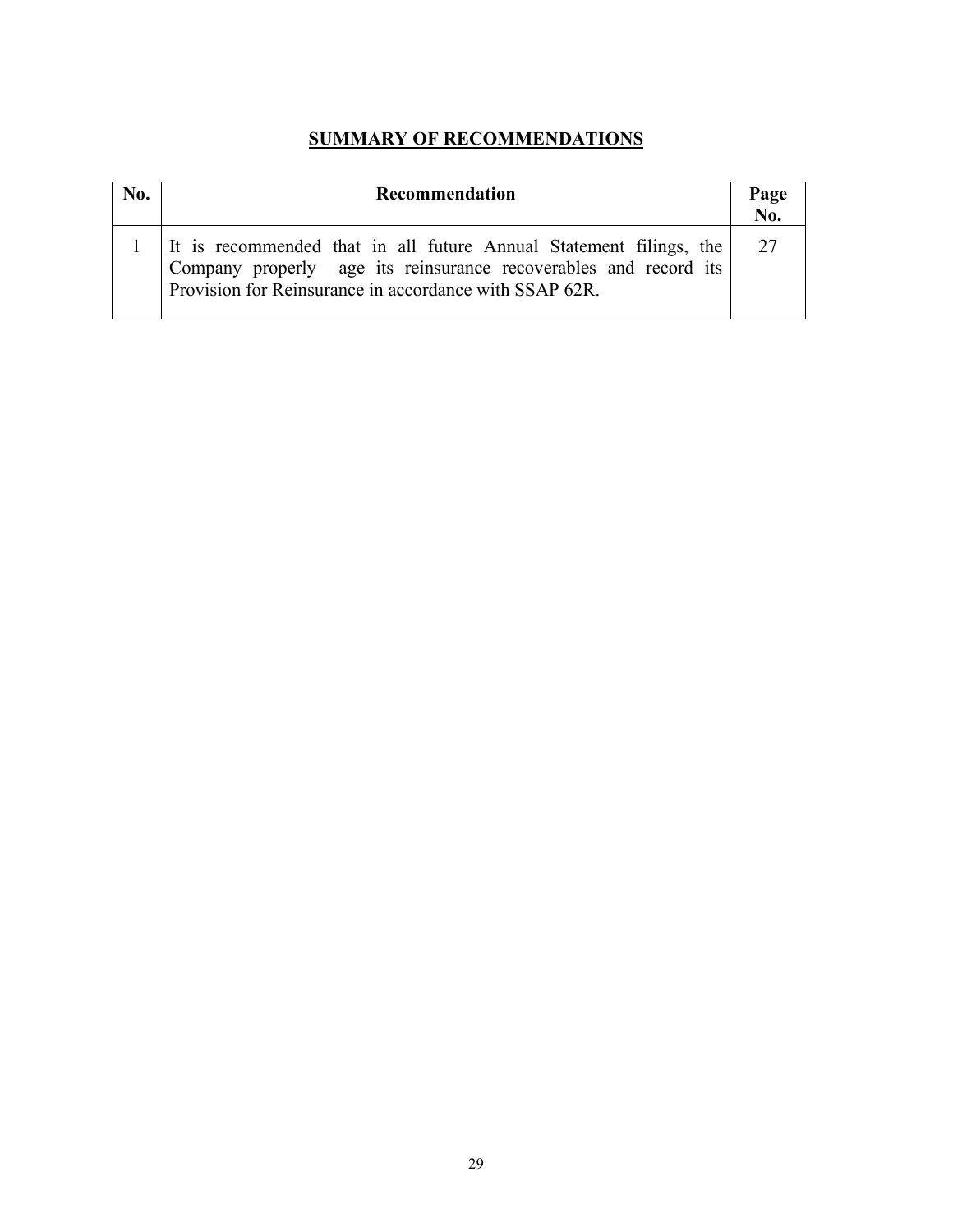# SUMMARY OF RECOMMENDATIONS

| No. | Recommendation | Page No. |
|---|---|---|
| 1 | It is recommended that in all future Annual Statement filings, the Company properly age its reinsurance recoverables and record its Provision for Reinsurance in accordance with SSAP 62R. | 27 |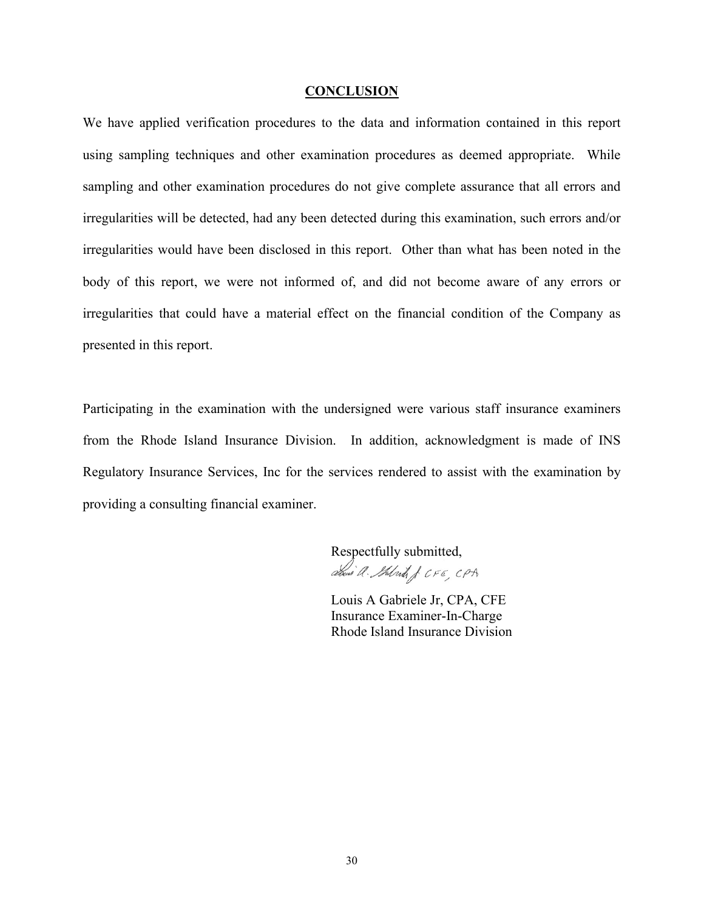## CONCLUSION

We have applied verification procedures to the data and information contained in this report using sampling techniques and other examination procedures as deemed appropriate. While sampling and other examination procedures do not give complete assurance that all errors and irregularities will be detected, had any been detected during this examination, such errors and/or irregularities would have been disclosed in this report. Other than what has been noted in the body of this report, we were not informed of, and did not become aware of any errors or irregularities that could have a material effect on the financial condition of the Company as presented in this report.

Participating in the examination with the undersigned were various staff insurance examiners from the Rhode Island Insurance Division. In addition, acknowledgment is made of INS Regulatory Insurance Services, Inc for the services rendered to assist with the examination by providing a consulting financial examiner.

Respectfully submitted,

Louis A. Gabriele Jr. CFE, CPA

Louis A Gabriele Jr, CPA, CFE
Insurance Examiner-In-Charge
Rhode Island Insurance Division